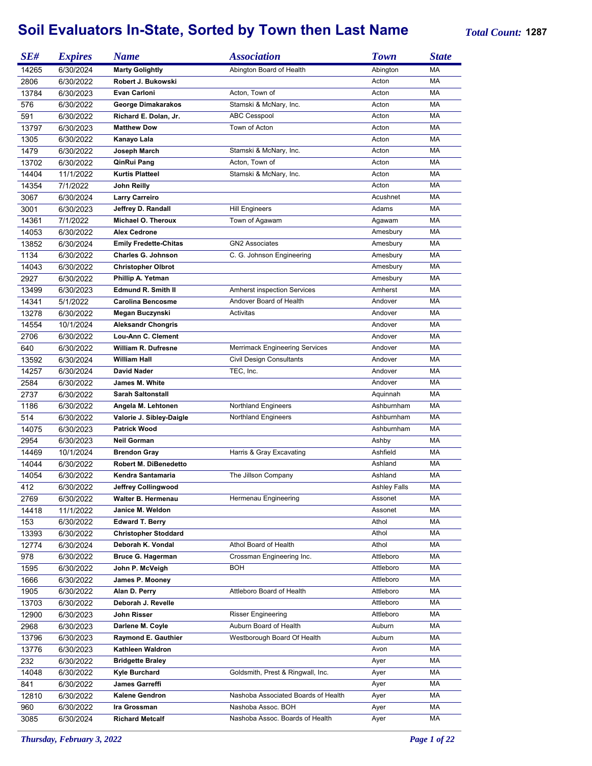# Soil Evaluators In-State, Sorted by Town then Last Name

***Total Count:*** **1287**

| SE# | Expires | Name | Association | Town | State |
|---|---|---|---|---|---|
| 14265 | 6/30/2024 | **Marty Golightly** | Abington Board of Health | Abington | MA |
| 2806 | 6/30/2022 | **Robert J. Bukowski** | | Acton | MA |
| 13784 | 6/30/2023 | **Evan Carloni** | Acton, Town of | Acton | MA |
| 576 | 6/30/2022 | **George Dimakarakos** | Stamski & McNary, Inc. | Acton | MA |
| 591 | 6/30/2022 | **Richard E. Dolan, Jr.** | ABC Cesspool | Acton | MA |
| 13797 | 6/30/2023 | **Matthew Dow** | Town of Acton | Acton | MA |
| 1305 | 6/30/2022 | **Kanayo Lala** | | Acton | MA |
| 1479 | 6/30/2022 | **Joseph March** | Stamski & McNary, Inc. | Acton | MA |
| 13702 | 6/30/2022 | **QinRui Pang** | Acton, Town of | Acton | MA |
| 14404 | 11/1/2022 | **Kurtis Platteel** | Stamski & McNary, Inc. | Acton | MA |
| 14354 | 7/1/2022 | **John Reilly** | | Acton | MA |
| 3067 | 6/30/2024 | **Larry Carreiro** | | Acushnet | MA |
| 3001 | 6/30/2023 | **Jeffrey D. Randall** | Hill Engineers | Adams | MA |
| 14361 | 7/1/2022 | **Michael O. Theroux** | Town of Agawam | Agawam | MA |
| 14053 | 6/30/2022 | **Alex Cedrone** | | Amesbury | MA |
| 13852 | 6/30/2024 | **Emily Fredette-Chitas** | GN2 Associates | Amesbury | MA |
| 1134 | 6/30/2022 | **Charles G. Johnson** | C. G. Johnson Engineering | Amesbury | MA |
| 14043 | 6/30/2022 | **Christopher Olbrot** | | Amesbury | MA |
| 2927 | 6/30/2022 | **Phillip A. Yetman** | | Amesbury | MA |
| 13499 | 6/30/2023 | **Edmund R. Smith II** | Amherst inspection Services | Amherst | MA |
| 14341 | 5/1/2022 | **Carolina Bencosme** | Andover Board of Health | Andover | MA |
| 13278 | 6/30/2022 | **Megan Buczynski** | Activitas | Andover | MA |
| 14554 | 10/1/2024 | **Aleksandr Chongris** | | Andover | MA |
| 2706 | 6/30/2022 | **Lou-Ann C. Clement** | | Andover | MA |
| 640 | 6/30/2022 | **William R. Dufresne** | Merrimack Engineering Services | Andover | MA |
| 13592 | 6/30/2024 | **William Hall** | Civil Design Consultants | Andover | MA |
| 14257 | 6/30/2024 | **David Nader** | TEC, Inc. | Andover | MA |
| 2584 | 6/30/2022 | **James M. White** | | Andover | MA |
| 2737 | 6/30/2022 | **Sarah Saltonstall** | | Aquinnah | MA |
| 1186 | 6/30/2022 | **Angela M. Lehtonen** | Northland Engineers | Ashburnham | MA |
| 514 | 6/30/2022 | **Valorie J. Sibley-Daigle** | Northland Engineers | Ashburnham | MA |
| 14075 | 6/30/2023 | **Patrick Wood** | | Ashburnham | MA |
| 2954 | 6/30/2023 | **Neil Gorman** | | Ashby | MA |
| 14469 | 10/1/2024 | **Brendon Gray** | Harris & Gray Excavating | Ashfield | MA |
| 14044 | 6/30/2022 | **Robert M. DiBenedetto** | | Ashland | MA |
| 14054 | 6/30/2022 | **Kendra Santamaria** | The Jillson Company | Ashland | MA |
| 412 | 6/30/2022 | **Jeffrey Collingwood** | | Ashley Falls | MA |
| 2769 | 6/30/2022 | **Walter B. Hermenau** | Hermenau Engineering | Assonet | MA |
| 14418 | 11/1/2022 | **Janice M. Weldon** | | Assonet | MA |
| 153 | 6/30/2022 | **Edward T. Berry** | | Athol | MA |
| 13393 | 6/30/2022 | **Christopher Stoddard** | | Athol | MA |
| 12774 | 6/30/2024 | **Deborah K. Vondal** | Athol Board of Health | Athol | MA |
| 978 | 6/30/2022 | **Bruce G. Hagerman** | Crossman Engineering Inc. | Attleboro | MA |
| 1595 | 6/30/2022 | **John P. McVeigh** | BOH | Attleboro | MA |
| 1666 | 6/30/2022 | **James P. Mooney** | | Attleboro | MA |
| 1905 | 6/30/2022 | **Alan D. Perry** | Attleboro Board of Health | Attleboro | MA |
| 13703 | 6/30/2022 | **Deborah J. Revelle** | | Attleboro | MA |
| 12900 | 6/30/2023 | **John Risser** | Risser Engineering | Attleboro | MA |
| 2968 | 6/30/2023 | **Darlene M. Coyle** | Auburn Board of Health | Auburn | MA |
| 13796 | 6/30/2023 | **Raymond E. Gauthier** | Westborough Board Of Health | Auburn | MA |
| 13776 | 6/30/2023 | **Kathleen Waldron** | | Avon | MA |
| 232 | 6/30/2022 | **Bridgette Braley** | | Ayer | MA |
| 14048 | 6/30/2022 | **Kyle Burchard** | Goldsmith, Prest & Ringwall, Inc. | Ayer | MA |
| 841 | 6/30/2022 | **James Garreffi** | | Ayer | MA |
| 12810 | 6/30/2022 | **Kalene Gendron** | Nashoba Associated Boards of Health | Ayer | MA |
| 960 | 6/30/2022 | **Ira Grossman** | Nashoba Assoc. BOH | Ayer | MA |
| 3085 | 6/30/2024 | **Richard Metcalf** | Nashoba Assoc. Boards of Health | Ayer | MA |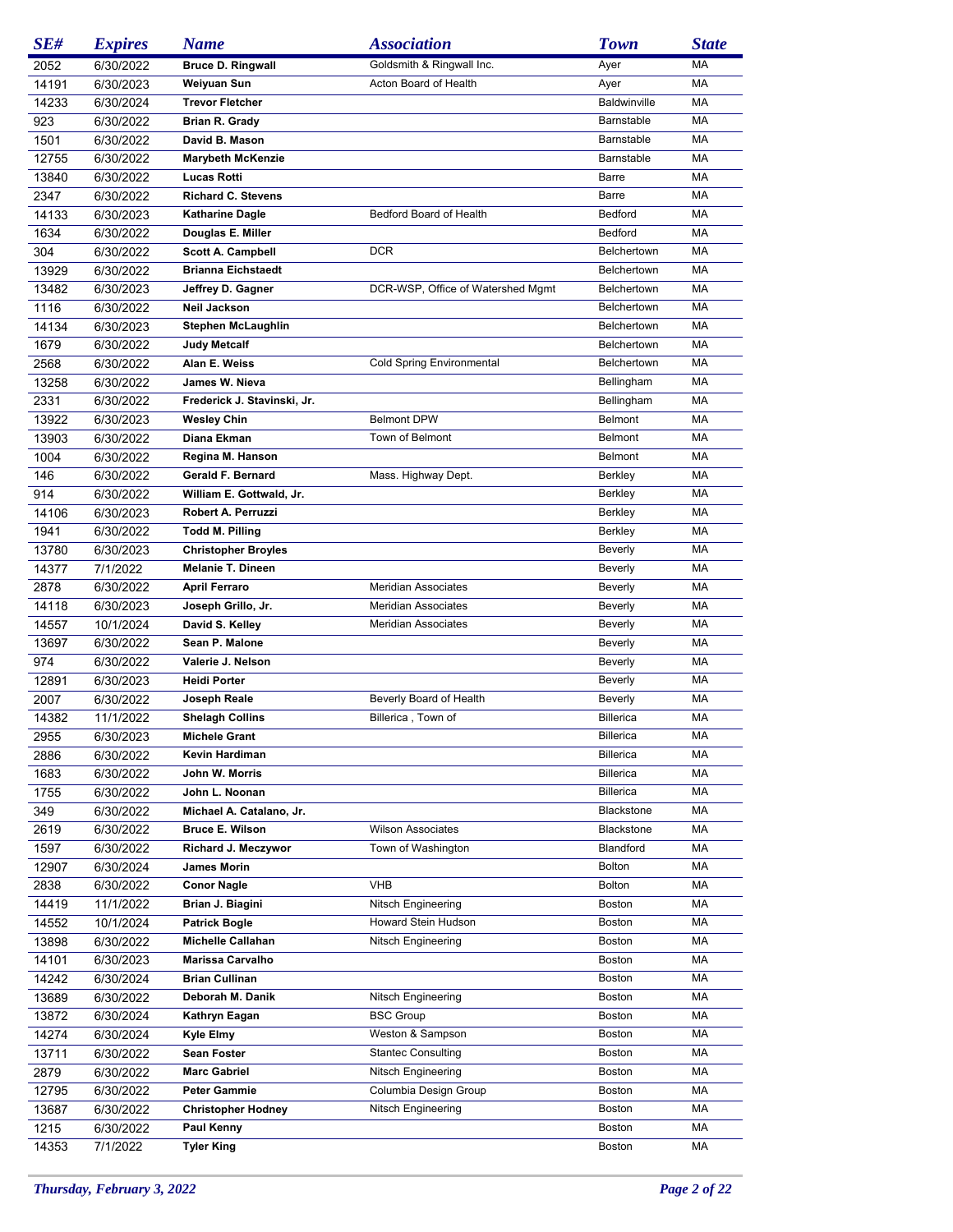| SE# | Expires | Name | Association | Town | State |
|---|---|---|---|---|---|
| 2052 | 6/30/2022 | **Bruce D. Ringwall** | Goldsmith & Ringwall Inc. | Ayer | MA |
| 14191 | 6/30/2023 | **Weiyuan Sun** | Acton Board of Health | Ayer | MA |
| 14233 | 6/30/2024 | **Trevor Fletcher** | | Baldwinville | MA |
| 923 | 6/30/2022 | **Brian R. Grady** | | Barnstable | MA |
| 1501 | 6/30/2022 | **David B. Mason** | | Barnstable | MA |
| 12755 | 6/30/2022 | **Marybeth McKenzie** | | Barnstable | MA |
| 13840 | 6/30/2022 | **Lucas Rotti** | | Barre | MA |
| 2347 | 6/30/2022 | **Richard C. Stevens** | | Barre | MA |
| 14133 | 6/30/2023 | **Katharine Dagle** | Bedford Board of Health | Bedford | MA |
| 1634 | 6/30/2022 | **Douglas E. Miller** | | Bedford | MA |
| 304 | 6/30/2022 | **Scott A. Campbell** | DCR | Belchertown | MA |
| 13929 | 6/30/2022 | **Brianna Eichstaedt** | | Belchertown | MA |
| 13482 | 6/30/2023 | **Jeffrey D. Gagner** | DCR-WSP, Office of Watershed Mgmt | Belchertown | MA |
| 1116 | 6/30/2022 | **Neil Jackson** | | Belchertown | MA |
| 14134 | 6/30/2023 | **Stephen McLaughlin** | | Belchertown | MA |
| 1679 | 6/30/2022 | **Judy Metcalf** | | Belchertown | MA |
| 2568 | 6/30/2022 | **Alan E. Weiss** | Cold Spring Environmental | Belchertown | MA |
| 13258 | 6/30/2022 | **James W. Nieva** | | Bellingham | MA |
| 2331 | 6/30/2022 | **Frederick J. Stavinski, Jr.** | | Bellingham | MA |
| 13922 | 6/30/2023 | **Wesley Chin** | Belmont DPW | Belmont | MA |
| 13903 | 6/30/2022 | **Diana Ekman** | Town of Belmont | Belmont | MA |
| 1004 | 6/30/2022 | **Regina M. Hanson** | | Belmont | MA |
| 146 | 6/30/2022 | **Gerald F. Bernard** | Mass. Highway Dept. | Berkley | MA |
| 914 | 6/30/2022 | **William E. Gottwald, Jr.** | | Berkley | MA |
| 14106 | 6/30/2023 | **Robert A. Perruzzi** | | Berkley | MA |
| 1941 | 6/30/2022 | **Todd M. Pilling** | | Berkley | MA |
| 13780 | 6/30/2023 | **Christopher Broyles** | | Beverly | MA |
| 14377 | 7/1/2022 | **Melanie T. Dineen** | | Beverly | MA |
| 2878 | 6/30/2022 | **April Ferraro** | Meridian Associates | Beverly | MA |
| 14118 | 6/30/2023 | **Joseph Grillo, Jr.** | Meridian Associates | Beverly | MA |
| 14557 | 10/1/2024 | **David S. Kelley** | Meridian Associates | Beverly | MA |
| 13697 | 6/30/2022 | **Sean P. Malone** | | Beverly | MA |
| 974 | 6/30/2022 | **Valerie J. Nelson** | | Beverly | MA |
| 12891 | 6/30/2023 | **Heidi Porter** | | Beverly | MA |
| 2007 | 6/30/2022 | **Joseph Reale** | Beverly Board of Health | Beverly | MA |
| 14382 | 11/1/2022 | **Shelagh Collins** | Billerica , Town of | Billerica | MA |
| 2955 | 6/30/2023 | **Michele Grant** | | Billerica | MA |
| 2886 | 6/30/2022 | **Kevin Hardiman** | | Billerica | MA |
| 1683 | 6/30/2022 | **John W. Morris** | | Billerica | MA |
| 1755 | 6/30/2022 | **John L. Noonan** | | Billerica | MA |
| 349 | 6/30/2022 | **Michael A. Catalano, Jr.** | | Blackstone | MA |
| 2619 | 6/30/2022 | **Bruce E. Wilson** | Wilson Associates | Blackstone | MA |
| 1597 | 6/30/2022 | **Richard J. Meczywor** | Town of Washington | Blandford | MA |
| 12907 | 6/30/2024 | **James Morin** | | Bolton | MA |
| 2838 | 6/30/2022 | **Conor Nagle** | VHB | Bolton | MA |
| 14419 | 11/1/2022 | **Brian J. Biagini** | Nitsch Engineering | Boston | MA |
| 14552 | 10/1/2024 | **Patrick Bogle** | Howard Stein Hudson | Boston | MA |
| 13898 | 6/30/2022 | **Michelle Callahan** | Nitsch Engineering | Boston | MA |
| 14101 | 6/30/2023 | **Marissa Carvalho** | | Boston | MA |
| 14242 | 6/30/2024 | **Brian Cullinan** | | Boston | MA |
| 13689 | 6/30/2022 | **Deborah M. Danik** | Nitsch Engineering | Boston | MA |
| 13872 | 6/30/2024 | **Kathryn Eagan** | BSC Group | Boston | MA |
| 14274 | 6/30/2024 | **Kyle Elmy** | Weston & Sampson | Boston | MA |
| 13711 | 6/30/2022 | **Sean Foster** | Stantec Consulting | Boston | MA |
| 2879 | 6/30/2022 | **Marc Gabriel** | Nitsch Engineering | Boston | MA |
| 12795 | 6/30/2022 | **Peter Gammie** | Columbia Design Group | Boston | MA |
| 13687 | 6/30/2022 | **Christopher Hodney** | Nitsch Engineering | Boston | MA |
| 1215 | 6/30/2022 | **Paul Kenny** | | Boston | MA |
| 14353 | 7/1/2022 | **Tyler King** | | Boston | MA |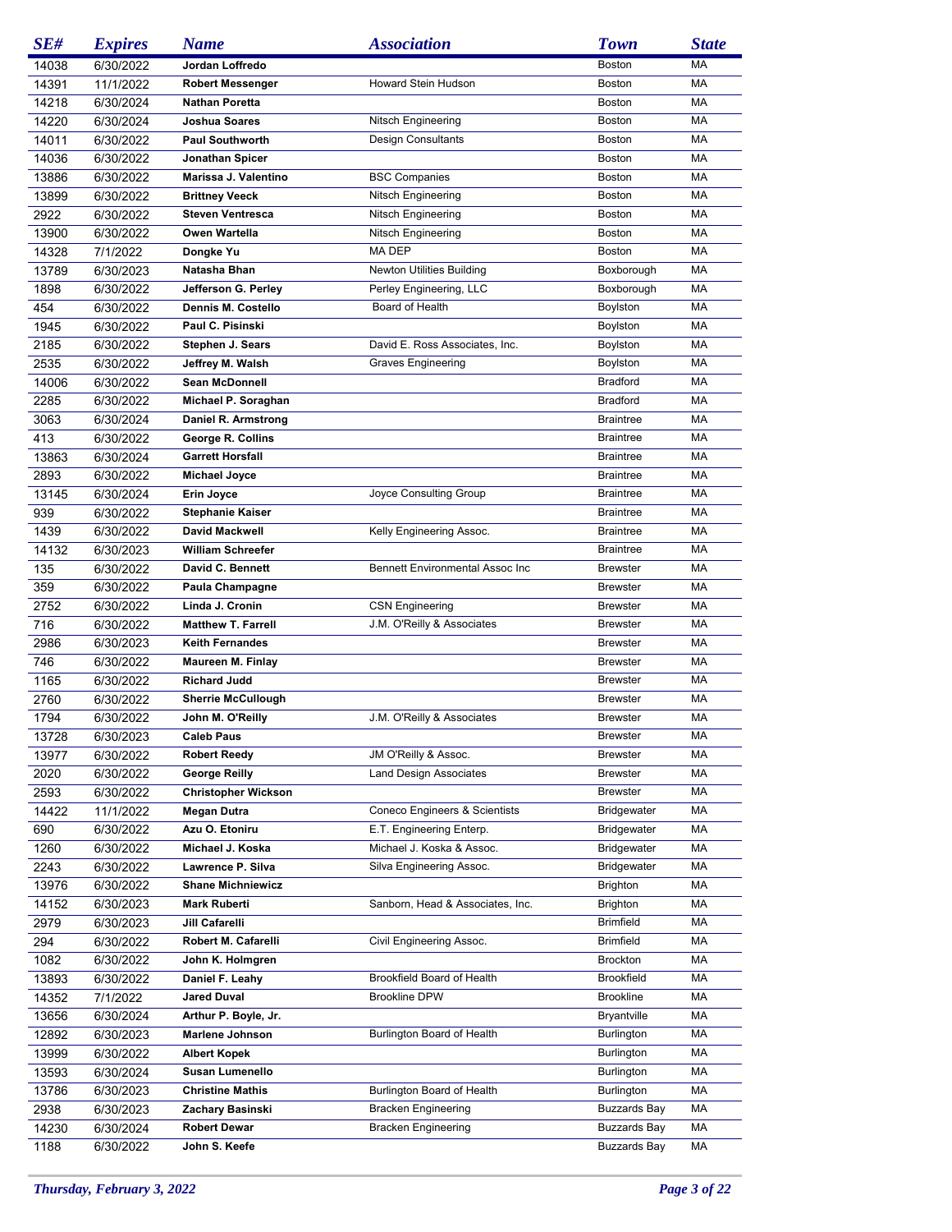| SE# | Expires | Name | Association | Town | State |
|---|---|---|---|---|---|
| 14038 | 6/30/2022 | **Jordan Loffredo** | | Boston | MA |
| 14391 | 11/1/2022 | **Robert Messenger** | Howard Stein Hudson | Boston | MA |
| 14218 | 6/30/2024 | **Nathan Poretta** | | Boston | MA |
| 14220 | 6/30/2024 | **Joshua Soares** | Nitsch Engineering | Boston | MA |
| 14011 | 6/30/2022 | **Paul Southworth** | Design Consultants | Boston | MA |
| 14036 | 6/30/2022 | **Jonathan Spicer** | | Boston | MA |
| 13886 | 6/30/2022 | **Marissa J. Valentino** | BSC Companies | Boston | MA |
| 13899 | 6/30/2022 | **Brittney Veeck** | Nitsch Engineering | Boston | MA |
| 2922 | 6/30/2022 | **Steven Ventresca** | Nitsch Engineering | Boston | MA |
| 13900 | 6/30/2022 | **Owen Wartella** | Nitsch Engineering | Boston | MA |
| 14328 | 7/1/2022 | **Dongke Yu** | MA DEP | Boston | MA |
| 13789 | 6/30/2023 | **Natasha Bhan** | Newton Utilities Building | Boxborough | MA |
| 1898 | 6/30/2022 | **Jefferson G. Perley** | Perley Engineering, LLC | Boxborough | MA |
| 454 | 6/30/2022 | **Dennis M. Costello** | Board of Health | Boylston | MA |
| 1945 | 6/30/2022 | **Paul C. Pisinski** | | Boylston | MA |
| 2185 | 6/30/2022 | **Stephen J. Sears** | David E. Ross Associates, Inc. | Boylston | MA |
| 2535 | 6/30/2022 | **Jeffrey M. Walsh** | Graves Engineering | Boylston | MA |
| 14006 | 6/30/2022 | **Sean McDonnell** | | Bradford | MA |
| 2285 | 6/30/2022 | **Michael P. Soraghan** | | Bradford | MA |
| 3063 | 6/30/2024 | **Daniel R. Armstrong** | | Braintree | MA |
| 413 | 6/30/2022 | **George R. Collins** | | Braintree | MA |
| 13863 | 6/30/2024 | **Garrett Horsfall** | | Braintree | MA |
| 2893 | 6/30/2022 | **Michael Joyce** | | Braintree | MA |
| 13145 | 6/30/2024 | **Erin Joyce** | Joyce Consulting Group | Braintree | MA |
| 939 | 6/30/2022 | **Stephanie Kaiser** | | Braintree | MA |
| 1439 | 6/30/2022 | **David Mackwell** | Kelly Engineering Assoc. | Braintree | MA |
| 14132 | 6/30/2023 | **William Schreefer** | | Braintree | MA |
| 135 | 6/30/2022 | **David C. Bennett** | Bennett Environmental Assoc Inc | Brewster | MA |
| 359 | 6/30/2022 | **Paula Champagne** | | Brewster | MA |
| 2752 | 6/30/2022 | **Linda J. Cronin** | CSN Engineering | Brewster | MA |
| 716 | 6/30/2022 | **Matthew T. Farrell** | J.M. O'Reilly & Associates | Brewster | MA |
| 2986 | 6/30/2023 | **Keith Fernandes** | | Brewster | MA |
| 746 | 6/30/2022 | **Maureen M. Finlay** | | Brewster | MA |
| 1165 | 6/30/2022 | **Richard Judd** | | Brewster | MA |
| 2760 | 6/30/2022 | **Sherrie McCullough** | | Brewster | MA |
| 1794 | 6/30/2022 | **John M. O'Reilly** | J.M. O'Reilly & Associates | Brewster | MA |
| 13728 | 6/30/2023 | **Caleb Paus** | | Brewster | MA |
| 13977 | 6/30/2022 | **Robert Reedy** | JM O'Reilly & Assoc. | Brewster | MA |
| 2020 | 6/30/2022 | **George Reilly** | Land Design Associates | Brewster | MA |
| 2593 | 6/30/2022 | **Christopher Wickson** | | Brewster | MA |
| 14422 | 11/1/2022 | **Megan Dutra** | Coneco Engineers & Scientists | Bridgewater | MA |
| 690 | 6/30/2022 | **Azu O. Etoniru** | E.T. Engineering Enterp. | Bridgewater | MA |
| 1260 | 6/30/2022 | **Michael J. Koska** | Michael J. Koska & Assoc. | Bridgewater | MA |
| 2243 | 6/30/2022 | **Lawrence P. Silva** | Silva Engineering Assoc. | Bridgewater | MA |
| 13976 | 6/30/2022 | **Shane Michniewicz** | | Brighton | MA |
| 14152 | 6/30/2023 | **Mark Ruberti** | Sanborn, Head & Associates, Inc. | Brighton | MA |
| 2979 | 6/30/2023 | **Jill Cafarelli** | | Brimfield | MA |
| 294 | 6/30/2022 | **Robert M. Cafarelli** | Civil Engineering Assoc. | Brimfield | MA |
| 1082 | 6/30/2022 | **John K. Holmgren** | | Brockton | MA |
| 13893 | 6/30/2022 | **Daniel F. Leahy** | Brookfield Board of Health | Brookfield | MA |
| 14352 | 7/1/2022 | **Jared Duval** | Brookline DPW | Brookline | MA |
| 13656 | 6/30/2024 | **Arthur P. Boyle, Jr.** | | Bryantville | MA |
| 12892 | 6/30/2023 | **Marlene Johnson** | Burlington Board of Health | Burlington | MA |
| 13999 | 6/30/2022 | **Albert Kopek** | | Burlington | MA |
| 13593 | 6/30/2024 | **Susan Lumenello** | | Burlington | MA |
| 13786 | 6/30/2023 | **Christine Mathis** | Burlington Board of Health | Burlington | MA |
| 2938 | 6/30/2023 | **Zachary Basinski** | Bracken Engineering | Buzzards Bay | MA |
| 14230 | 6/30/2024 | **Robert Dewar** | Bracken Engineering | Buzzards Bay | MA |
| 1188 | 6/30/2022 | **John S. Keefe** | | Buzzards Bay | MA |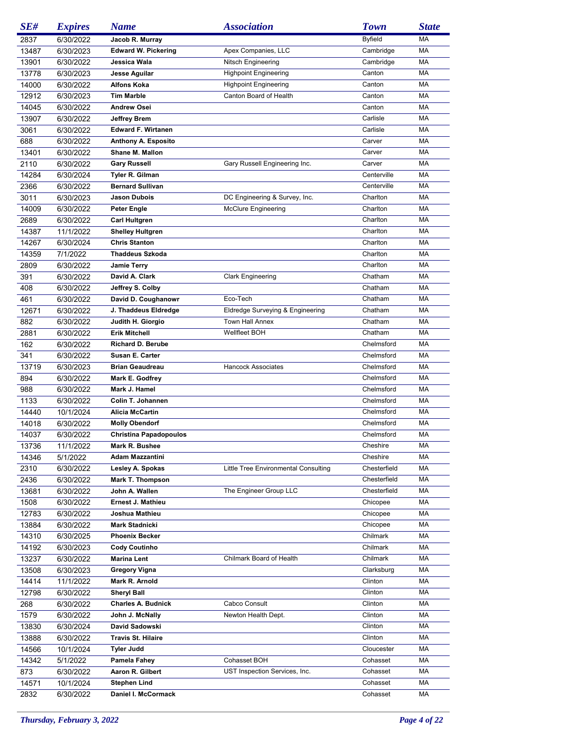| SE# | Expires | Name | Association | Town | State |
|---|---|---|---|---|---|
| 2837 | 6/30/2022 | **Jacob R. Murray** | | Byfield | MA |
| 13487 | 6/30/2023 | **Edward W. Pickering** | Apex Companies, LLC | Cambridge | MA |
| 13901 | 6/30/2022 | **Jessica Wala** | Nitsch Engineering | Cambridge | MA |
| 13778 | 6/30/2023 | **Jesse Aguilar** | Highpoint Engineering | Canton | MA |
| 14000 | 6/30/2022 | **Alfons Koka** | Highpoint Engineering | Canton | MA |
| 12912 | 6/30/2023 | **Tim Marble** | Canton Board of Health | Canton | MA |
| 14045 | 6/30/2022 | **Andrew Osei** | | Canton | MA |
| 13907 | 6/30/2022 | **Jeffrey Brem** | | Carlisle | MA |
| 3061 | 6/30/2022 | **Edward F. Wirtanen** | | Carlisle | MA |
| 688 | 6/30/2022 | **Anthony A. Esposito** | | Carver | MA |
| 13401 | 6/30/2022 | **Shane M. Mallon** | | Carver | MA |
| 2110 | 6/30/2022 | **Gary Russell** | Gary Russell Engineering Inc. | Carver | MA |
| 14284 | 6/30/2024 | **Tyler R. Gilman** | | Centerville | MA |
| 2366 | 6/30/2022 | **Bernard Sullivan** | | Centerville | MA |
| 3011 | 6/30/2023 | **Jason Dubois** | DC Engineering & Survey, Inc. | Charlton | MA |
| 14009 | 6/30/2022 | **Peter Engle** | McClure Engineering | Charlton | MA |
| 2689 | 6/30/2022 | **Carl Hultgren** | | Charlton | MA |
| 14387 | 11/1/2022 | **Shelley Hultgren** | | Charlton | MA |
| 14267 | 6/30/2024 | **Chris Stanton** | | Charlton | MA |
| 14359 | 7/1/2022 | **Thaddeus Szkoda** | | Charlton | MA |
| 2809 | 6/30/2022 | **Jamie Terry** | | Charlton | MA |
| 391 | 6/30/2022 | **David A. Clark** | Clark Engineering | Chatham | MA |
| 408 | 6/30/2022 | **Jeffrey S. Colby** | | Chatham | MA |
| 461 | 6/30/2022 | **David D. Coughanowr** | Eco-Tech | Chatham | MA |
| 12671 | 6/30/2022 | **J. Thaddeus Eldredge** | Eldredge Surveying & Engineering | Chatham | MA |
| 882 | 6/30/2022 | **Judith H. Giorgio** | Town Hall Annex | Chatham | MA |
| 2881 | 6/30/2022 | **Erik Mitchell** | Wellfleet BOH | Chatham | MA |
| 162 | 6/30/2022 | **Richard D. Berube** | | Chelmsford | MA |
| 341 | 6/30/2022 | **Susan E. Carter** | | Chelmsford | MA |
| 13719 | 6/30/2023 | **Brian Geaudreau** | Hancock Associates | Chelmsford | MA |
| 894 | 6/30/2022 | **Mark E. Godfrey** | | Chelmsford | MA |
| 988 | 6/30/2022 | **Mark J. Hamel** | | Chelmsford | MA |
| 1133 | 6/30/2022 | **Colin T. Johannen** | | Chelmsford | MA |
| 14440 | 10/1/2024 | **Alicia McCartin** | | Chelmsford | MA |
| 14018 | 6/30/2022 | **Molly Obendorf** | | Chelmsford | MA |
| 14037 | 6/30/2022 | **Christina Papadopoulos** | | Chelmsford | MA |
| 13736 | 11/1/2022 | **Mark R. Bushee** | | Cheshire | MA |
| 14346 | 5/1/2022 | **Adam Mazzantini** | | Cheshire | MA |
| 2310 | 6/30/2022 | **Lesley A. Spokas** | Little Tree Environmental Consulting | Chesterfield | MA |
| 2436 | 6/30/2022 | **Mark T. Thompson** | | Chesterfield | MA |
| 13681 | 6/30/2022 | **John A. Wallen** | The Engineer Group LLC | Chesterfield | MA |
| 1508 | 6/30/2022 | **Ernest J. Mathieu** | | Chicopee | MA |
| 12783 | 6/30/2022 | **Joshua Mathieu** | | Chicopee | MA |
| 13884 | 6/30/2022 | **Mark Stadnicki** | | Chicopee | MA |
| 14310 | 6/30/2025 | **Phoenix Becker** | | Chilmark | MA |
| 14192 | 6/30/2023 | **Cody Coutinho** | | Chilmark | MA |
| 13237 | 6/30/2022 | **Marina Lent** | Chilmark Board of Health | Chilmark | MA |
| 13508 | 6/30/2023 | **Gregory Vigna** | | Clarksburg | MA |
| 14414 | 11/1/2022 | **Mark R. Arnold** | | Clinton | MA |
| 12798 | 6/30/2022 | **Sheryl Ball** | | Clinton | MA |
| 268 | 6/30/2022 | **Charles A. Budnick** | Cabco Consult | Clinton | MA |
| 1579 | 6/30/2022 | **John J. McNally** | Newton Health Dept. | Clinton | MA |
| 13830 | 6/30/2024 | **David Sadowski** | | Clinton | MA |
| 13888 | 6/30/2022 | **Travis St. Hilaire** | | Clinton | MA |
| 14566 | 10/1/2024 | **Tyler Judd** | | Cloucester | MA |
| 14342 | 5/1/2022 | **Pamela Fahey** | Cohasset BOH | Cohasset | MA |
| 873 | 6/30/2022 | **Aaron R. Gilbert** | UST Inspection Services, Inc. | Cohasset | MA |
| 14571 | 10/1/2024 | **Stephen Lind** | | Cohasset | MA |
| 2832 | 6/30/2022 | **Daniel I. McCormack** | | Cohasset | MA |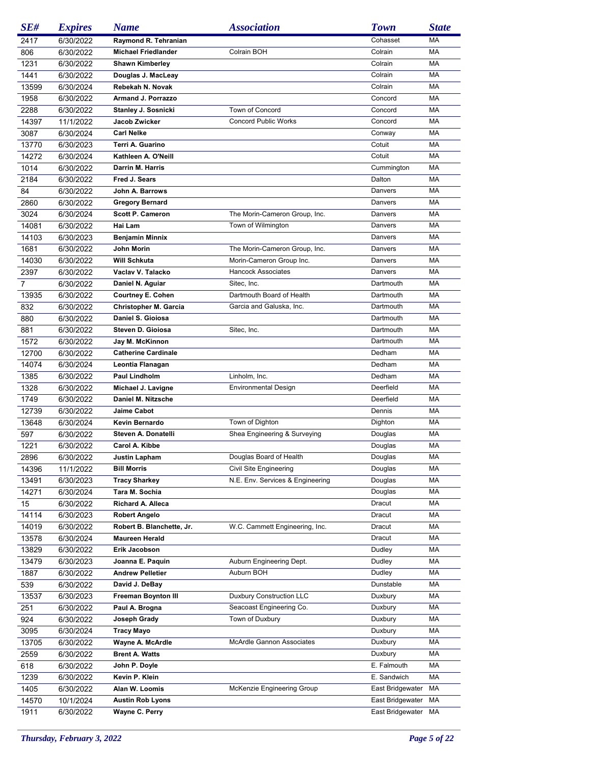| SE# | Expires | Name | Association | Town | State |
| --- | --- | --- | --- | --- | --- |
| 2417 | 6/30/2022 | Raymond R. Tehranian | | Cohasset | MA |
| 806 | 6/30/2022 | Michael Friedlander | Colrain BOH | Colrain | MA |
| 1231 | 6/30/2022 | Shawn Kimberley | | Colrain | MA |
| 1441 | 6/30/2022 | Douglas J. MacLeay | | Colrain | MA |
| 13599 | 6/30/2024 | Rebekah N. Novak | | Colrain | MA |
| 1958 | 6/30/2022 | Armand J. Porrazzo | | Concord | MA |
| 2288 | 6/30/2022 | Stanley J. Sosnicki | Town of Concord | Concord | MA |
| 14397 | 11/1/2022 | Jacob Zwicker | Concord Public Works | Concord | MA |
| 3087 | 6/30/2024 | Carl Nelke | | Conway | MA |
| 13770 | 6/30/2023 | Terri A. Guarino | | Cotuit | MA |
| 14272 | 6/30/2024 | Kathleen A. O'Neill | | Cotuit | MA |
| 1014 | 6/30/2022 | Darrin M. Harris | | Cummington | MA |
| 2184 | 6/30/2022 | Fred J. Sears | | Dalton | MA |
| 84 | 6/30/2022 | John A. Barrows | | Danvers | MA |
| 2860 | 6/30/2022 | Gregory Bernard | | Danvers | MA |
| 3024 | 6/30/2024 | Scott P. Cameron | The Morin-Cameron Group, Inc. | Danvers | MA |
| 14081 | 6/30/2022 | Hai Lam | Town of Wilmington | Danvers | MA |
| 14103 | 6/30/2023 | Benjamin Minnix | | Danvers | MA |
| 1681 | 6/30/2022 | John Morin | The Morin-Cameron Group, Inc. | Danvers | MA |
| 14030 | 6/30/2022 | Will Schkuta | Morin-Cameron Group Inc. | Danvers | MA |
| 2397 | 6/30/2022 | Vaclav V. Talacko | Hancock Associates | Danvers | MA |
| 7 | 6/30/2022 | Daniel N. Aguiar | Sitec, Inc. | Dartmouth | MA |
| 13935 | 6/30/2022 | Courtney E. Cohen | Dartmouth Board of Health | Dartmouth | MA |
| 832 | 6/30/2022 | Christopher M. Garcia | Garcia and Galuska, Inc. | Dartmouth | MA |
| 880 | 6/30/2022 | Daniel S. Gioiosa | | Dartmouth | MA |
| 881 | 6/30/2022 | Steven D. Gioiosa | Sitec, Inc. | Dartmouth | MA |
| 1572 | 6/30/2022 | Jay M. McKinnon | | Dartmouth | MA |
| 12700 | 6/30/2022 | Catherine Cardinale | | Dedham | MA |
| 14074 | 6/30/2024 | Leontia Flanagan | | Dedham | MA |
| 1385 | 6/30/2022 | Paul Lindholm | Linholm, Inc. | Dedham | MA |
| 1328 | 6/30/2022 | Michael J. Lavigne | Environmental Design | Deerfield | MA |
| 1749 | 6/30/2022 | Daniel M. Nitzsche | | Deerfield | MA |
| 12739 | 6/30/2022 | Jaime Cabot | | Dennis | MA |
| 13648 | 6/30/2024 | Kevin Bernardo | Town of Dighton | Dighton | MA |
| 597 | 6/30/2022 | Steven A. Donatelli | Shea Engineering & Surveying | Douglas | MA |
| 1221 | 6/30/2022 | Carol A. Kibbe | | Douglas | MA |
| 2896 | 6/30/2022 | Justin Lapham | Douglas Board of Health | Douglas | MA |
| 14396 | 11/1/2022 | Bill Morris | Civil Site Engineering | Douglas | MA |
| 13491 | 6/30/2023 | Tracy Sharkey | N.E. Env. Services & Engineering | Douglas | MA |
| 14271 | 6/30/2024 | Tara M. Sochia | | Douglas | MA |
| 15 | 6/30/2022 | Richard A. Alleca | | Dracut | MA |
| 14114 | 6/30/2023 | Robert Angelo | | Dracut | MA |
| 14019 | 6/30/2022 | Robert B. Blanchette, Jr. | W.C. Cammett Engineering, Inc. | Dracut | MA |
| 13578 | 6/30/2024 | Maureen Herald | | Dracut | MA |
| 13829 | 6/30/2022 | Erik Jacobson | | Dudley | MA |
| 13479 | 6/30/2023 | Joanna E. Paquin | Auburn Engineering Dept. | Dudley | MA |
| 1887 | 6/30/2022 | Andrew Pelletier | Auburn BOH | Dudley | MA |
| 539 | 6/30/2022 | David J. DeBay | | Dunstable | MA |
| 13537 | 6/30/2023 | Freeman Boynton III | Duxbury Construction LLC | Duxbury | MA |
| 251 | 6/30/2022 | Paul A. Brogna | Seacoast Engineering Co. | Duxbury | MA |
| 924 | 6/30/2022 | Joseph Grady | Town of Duxbury | Duxbury | MA |
| 3095 | 6/30/2024 | Tracy Mayo | | Duxbury | MA |
| 13705 | 6/30/2022 | Wayne A. McArdle | McArdle Gannon Associates | Duxbury | MA |
| 2559 | 6/30/2022 | Brent A. Watts | | Duxbury | MA |
| 618 | 6/30/2022 | John P. Doyle | | E. Falmouth | MA |
| 1239 | 6/30/2022 | Kevin P. Klein | | E. Sandwich | MA |
| 1405 | 6/30/2022 | Alan W. Loomis | McKenzie Engineering Group | East Bridgewater | MA |
| 14570 | 10/1/2024 | Austin Rob Lyons | | East Bridgewater | MA |
| 1911 | 6/30/2022 | Wayne C. Perry | | East Bridgewater | MA |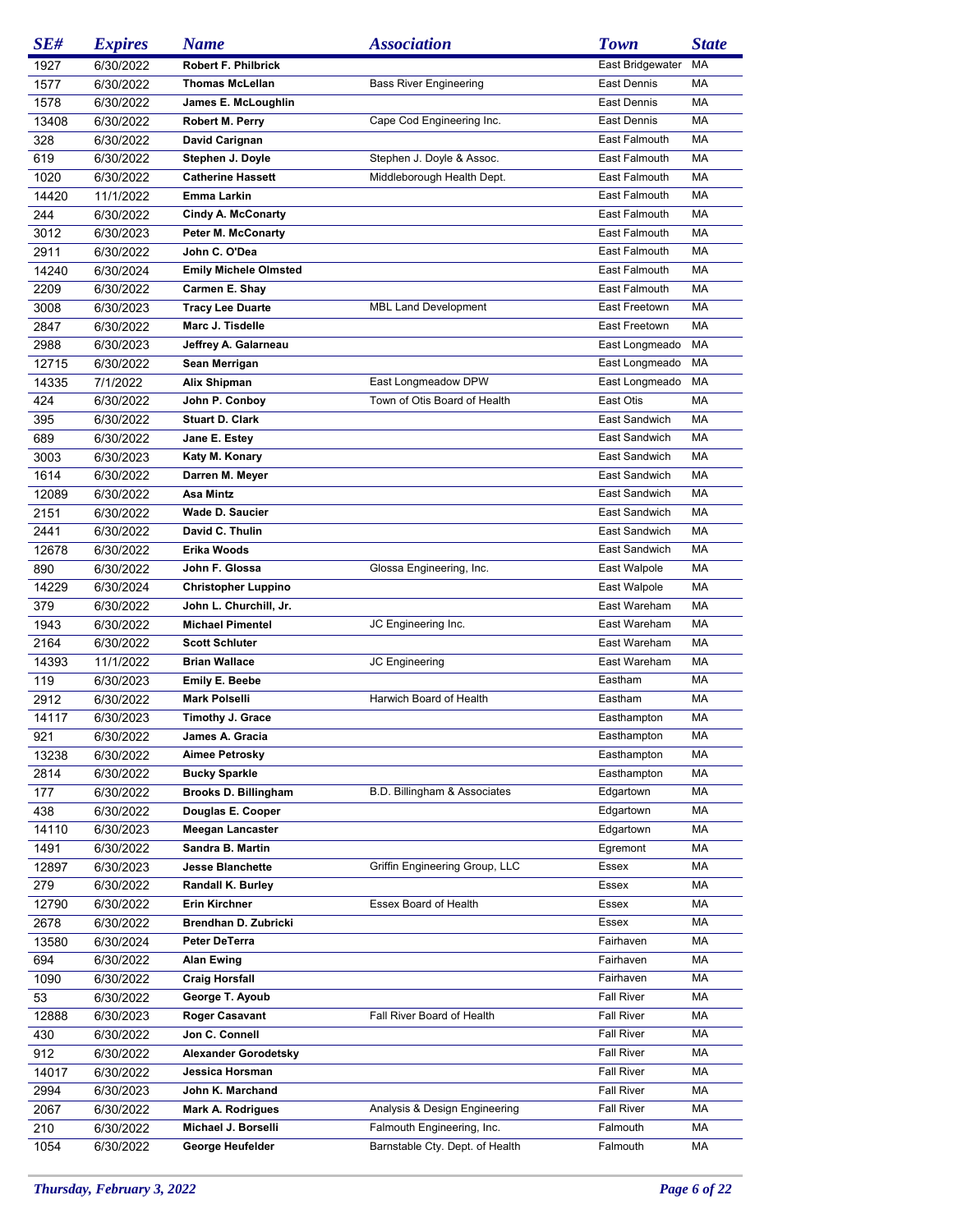| SE# | Expires | Name | Association | Town | State |
|---|---|---|---|---|---|
| 1927 | 6/30/2022 | **Robert F. Philbrick** | | East Bridgewater | MA |
| 1577 | 6/30/2022 | **Thomas McLellan** | Bass River Engineering | East Dennis | MA |
| 1578 | 6/30/2022 | **James E. McLoughlin** | | East Dennis | MA |
| 13408 | 6/30/2022 | **Robert M. Perry** | Cape Cod Engineering Inc. | East Dennis | MA |
| 328 | 6/30/2022 | **David Carignan** | | East Falmouth | MA |
| 619 | 6/30/2022 | **Stephen J. Doyle** | Stephen J. Doyle & Assoc. | East Falmouth | MA |
| 1020 | 6/30/2022 | **Catherine Hassett** | Middleborough Health Dept. | East Falmouth | MA |
| 14420 | 11/1/2022 | **Emma Larkin** | | East Falmouth | MA |
| 244 | 6/30/2022 | **Cindy A. McConarty** | | East Falmouth | MA |
| 3012 | 6/30/2023 | **Peter M. McConarty** | | East Falmouth | MA |
| 2911 | 6/30/2022 | **John C. O'Dea** | | East Falmouth | MA |
| 14240 | 6/30/2024 | **Emily Michele Olmsted** | | East Falmouth | MA |
| 2209 | 6/30/2022 | **Carmen E. Shay** | | East Falmouth | MA |
| 3008 | 6/30/2023 | **Tracy Lee Duarte** | MBL Land Development | East Freetown | MA |
| 2847 | 6/30/2022 | **Marc J. Tisdelle** | | East Freetown | MA |
| 2988 | 6/30/2023 | **Jeffrey A. Galarneau** | | East Longmeado | MA |
| 12715 | 6/30/2022 | **Sean Merrigan** | | East Longmeado | MA |
| 14335 | 7/1/2022 | **Alix Shipman** | East Longmeadow DPW | East Longmeado | MA |
| 424 | 6/30/2022 | **John P. Conboy** | Town of Otis Board of Health | East Otis | MA |
| 395 | 6/30/2022 | **Stuart D. Clark** | | East Sandwich | MA |
| 689 | 6/30/2022 | **Jane E. Estey** | | East Sandwich | MA |
| 3003 | 6/30/2023 | **Katy M. Konary** | | East Sandwich | MA |
| 1614 | 6/30/2022 | **Darren M. Meyer** | | East Sandwich | MA |
| 12089 | 6/30/2022 | **Asa Mintz** | | East Sandwich | MA |
| 2151 | 6/30/2022 | **Wade D. Saucier** | | East Sandwich | MA |
| 2441 | 6/30/2022 | **David C. Thulin** | | East Sandwich | MA |
| 12678 | 6/30/2022 | **Erika Woods** | | East Sandwich | MA |
| 890 | 6/30/2022 | **John F. Glossa** | Glossa Engineering, Inc. | East Walpole | MA |
| 14229 | 6/30/2024 | **Christopher Luppino** | | East Walpole | MA |
| 379 | 6/30/2022 | **John L. Churchill, Jr.** | | East Wareham | MA |
| 1943 | 6/30/2022 | **Michael Pimentel** | JC Engineering Inc. | East Wareham | MA |
| 2164 | 6/30/2022 | **Scott Schluter** | | East Wareham | MA |
| 14393 | 11/1/2022 | **Brian Wallace** | JC Engineering | East Wareham | MA |
| 119 | 6/30/2023 | **Emily E. Beebe** | | Eastham | MA |
| 2912 | 6/30/2022 | **Mark Polselli** | Harwich Board of Health | Eastham | MA |
| 14117 | 6/30/2023 | **Timothy J. Grace** | | Easthampton | MA |
| 921 | 6/30/2022 | **James A. Gracia** | | Easthampton | MA |
| 13238 | 6/30/2022 | **Aimee Petrosky** | | Easthampton | MA |
| 2814 | 6/30/2022 | **Bucky Sparkle** | | Easthampton | MA |
| 177 | 6/30/2022 | **Brooks D. Billingham** | B.D. Billingham & Associates | Edgartown | MA |
| 438 | 6/30/2022 | **Douglas E. Cooper** | | Edgartown | MA |
| 14110 | 6/30/2023 | **Meegan Lancaster** | | Edgartown | MA |
| 1491 | 6/30/2022 | **Sandra B. Martin** | | Egremont | MA |
| 12897 | 6/30/2023 | **Jesse Blanchette** | Griffin Engineering Group, LLC | Essex | MA |
| 279 | 6/30/2022 | **Randall K. Burley** | | Essex | MA |
| 12790 | 6/30/2022 | **Erin Kirchner** | Essex Board of Health | Essex | MA |
| 2678 | 6/30/2022 | **Brendhan D. Zubricki** | | Essex | MA |
| 13580 | 6/30/2024 | **Peter DeTerra** | | Fairhaven | MA |
| 694 | 6/30/2022 | **Alan Ewing** | | Fairhaven | MA |
| 1090 | 6/30/2022 | **Craig Horsfall** | | Fairhaven | MA |
| 53 | 6/30/2022 | **George T. Ayoub** | | Fall River | MA |
| 12888 | 6/30/2023 | **Roger Casavant** | Fall River Board of Health | Fall River | MA |
| 430 | 6/30/2022 | **Jon C. Connell** | | Fall River | MA |
| 912 | 6/30/2022 | **Alexander Gorodetsky** | | Fall River | MA |
| 14017 | 6/30/2022 | **Jessica Horsman** | | Fall River | MA |
| 2994 | 6/30/2023 | **John K. Marchand** | | Fall River | MA |
| 2067 | 6/30/2022 | **Mark A. Rodrigues** | Analysis & Design Engineering | Fall River | MA |
| 210 | 6/30/2022 | **Michael J. Borselli** | Falmouth Engineering, Inc. | Falmouth | MA |
| 1054 | 6/30/2022 | **George Heufelder** | Barnstable Cty. Dept. of Health | Falmouth | MA |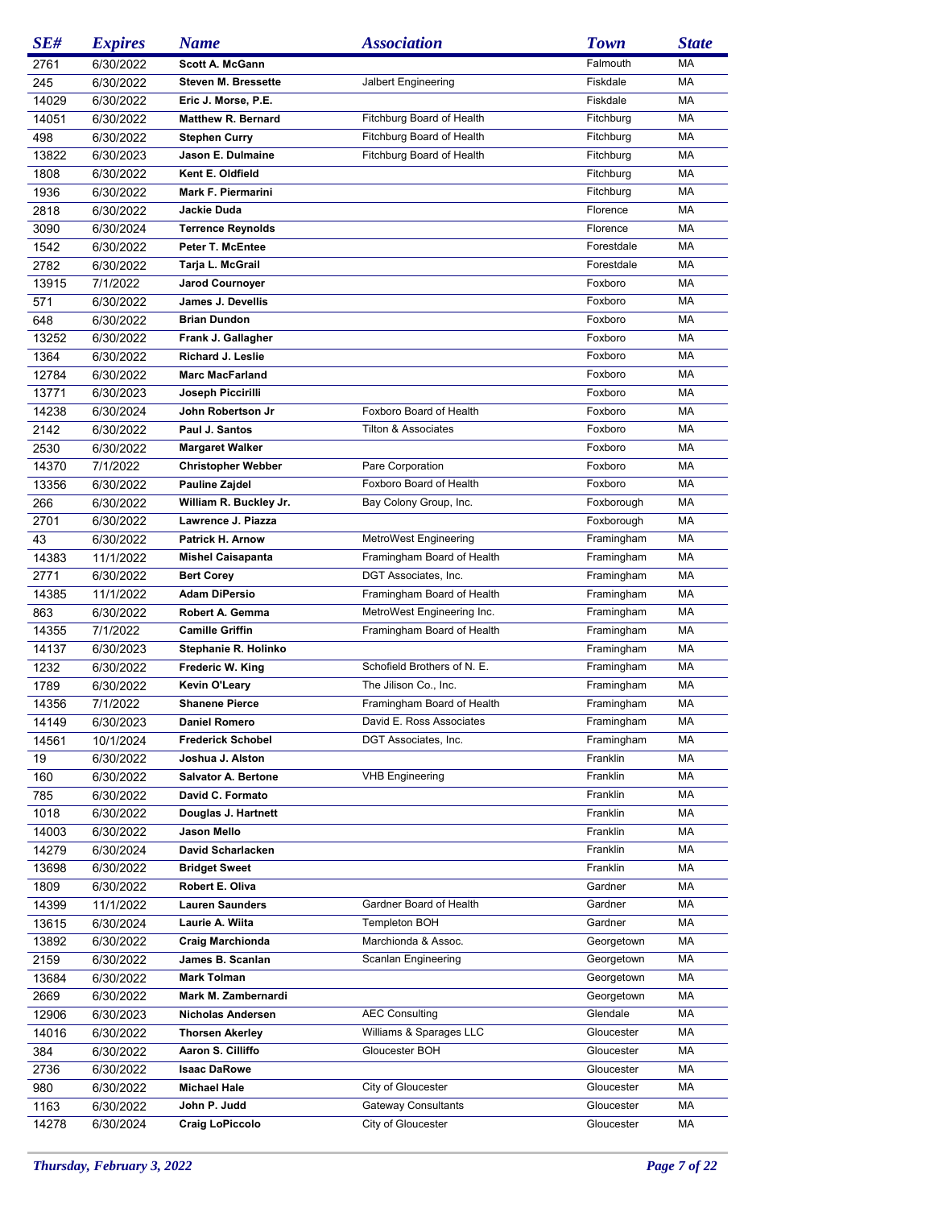| SE# | Expires | Name | Association | Town | State |
|---|---|---|---|---|---|
| 2761 | 6/30/2022 | **Scott A. McGann** | | Falmouth | MA |
| 245 | 6/30/2022 | **Steven M. Bressette** | Jalbert Engineering | Fiskdale | MA |
| 14029 | 6/30/2022 | **Eric J. Morse, P.E.** | | Fiskdale | MA |
| 14051 | 6/30/2022 | **Matthew R. Bernard** | Fitchburg Board of Health | Fitchburg | MA |
| 498 | 6/30/2022 | **Stephen Curry** | Fitchburg Board of Health | Fitchburg | MA |
| 13822 | 6/30/2023 | **Jason E. Dulmaine** | Fitchburg Board of Health | Fitchburg | MA |
| 1808 | 6/30/2022 | **Kent E. Oldfield** | | Fitchburg | MA |
| 1936 | 6/30/2022 | **Mark F. Piermarini** | | Fitchburg | MA |
| 2818 | 6/30/2022 | **Jackie Duda** | | Florence | MA |
| 3090 | 6/30/2024 | **Terrence Reynolds** | | Florence | MA |
| 1542 | 6/30/2022 | **Peter T. McEntee** | | Forestdale | MA |
| 2782 | 6/30/2022 | **Tarja L. McGrail** | | Forestdale | MA |
| 13915 | 7/1/2022 | **Jarod Cournoyer** | | Foxboro | MA |
| 571 | 6/30/2022 | **James J. Devellis** | | Foxboro | MA |
| 648 | 6/30/2022 | **Brian Dundon** | | Foxboro | MA |
| 13252 | 6/30/2022 | **Frank J. Gallagher** | | Foxboro | MA |
| 1364 | 6/30/2022 | **Richard J. Leslie** | | Foxboro | MA |
| 12784 | 6/30/2022 | **Marc MacFarland** | | Foxboro | MA |
| 13771 | 6/30/2023 | **Joseph Piccirilli** | | Foxboro | MA |
| 14238 | 6/30/2024 | **John Robertson Jr** | Foxboro Board of Health | Foxboro | MA |
| 2142 | 6/30/2022 | **Paul J. Santos** | Tilton & Associates | Foxboro | MA |
| 2530 | 6/30/2022 | **Margaret Walker** | | Foxboro | MA |
| 14370 | 7/1/2022 | **Christopher Webber** | Pare Corporation | Foxboro | MA |
| 13356 | 6/30/2022 | **Pauline Zajdel** | Foxboro Board of Health | Foxboro | MA |
| 266 | 6/30/2022 | **William R. Buckley Jr.** | Bay Colony Group, Inc. | Foxborough | MA |
| 2701 | 6/30/2022 | **Lawrence J. Piazza** | | Foxborough | MA |
| 43 | 6/30/2022 | **Patrick H. Arnow** | MetroWest Engineering | Framingham | MA |
| 14383 | 11/1/2022 | **Mishel Caisapanta** | Framingham Board of Health | Framingham | MA |
| 2771 | 6/30/2022 | **Bert Corey** | DGT Associates, Inc. | Framingham | MA |
| 14385 | 11/1/2022 | **Adam DiPersio** | Framingham Board of Health | Framingham | MA |
| 863 | 6/30/2022 | **Robert A. Gemma** | MetroWest Engineering Inc. | Framingham | MA |
| 14355 | 7/1/2022 | **Camille Griffin** | Framingham Board of Health | Framingham | MA |
| 14137 | 6/30/2023 | **Stephanie R. Holinko** | | Framingham | MA |
| 1232 | 6/30/2022 | **Frederic W. King** | Schofield Brothers of N. E. | Framingham | MA |
| 1789 | 6/30/2022 | **Kevin O'Leary** | The Jilison Co., Inc. | Framingham | MA |
| 14356 | 7/1/2022 | **Shanene Pierce** | Framingham Board of Health | Framingham | MA |
| 14149 | 6/30/2023 | **Daniel Romero** | David E. Ross Associates | Framingham | MA |
| 14561 | 10/1/2024 | **Frederick Schobel** | DGT Associates, Inc. | Framingham | MA |
| 19 | 6/30/2022 | **Joshua J. Alston** | | Franklin | MA |
| 160 | 6/30/2022 | **Salvator A. Bertone** | VHB Engineering | Franklin | MA |
| 785 | 6/30/2022 | **David C. Formato** | | Franklin | MA |
| 1018 | 6/30/2022 | **Douglas J. Hartnett** | | Franklin | MA |
| 14003 | 6/30/2022 | **Jason Mello** | | Franklin | MA |
| 14279 | 6/30/2024 | **David Scharlacken** | | Franklin | MA |
| 13698 | 6/30/2022 | **Bridget Sweet** | | Franklin | MA |
| 1809 | 6/30/2022 | **Robert E. Oliva** | | Gardner | MA |
| 14399 | 11/1/2022 | **Lauren Saunders** | Gardner Board of Health | Gardner | MA |
| 13615 | 6/30/2024 | **Laurie A. Wiita** | Templeton BOH | Gardner | MA |
| 13892 | 6/30/2022 | **Craig Marchionda** | Marchionda & Assoc. | Georgetown | MA |
| 2159 | 6/30/2022 | **James B. Scanlan** | Scanlan Engineering | Georgetown | MA |
| 13684 | 6/30/2022 | **Mark Tolman** | | Georgetown | MA |
| 2669 | 6/30/2022 | **Mark M. Zambernardi** | | Georgetown | MA |
| 12906 | 6/30/2023 | **Nicholas Andersen** | AEC Consulting | Glendale | MA |
| 14016 | 6/30/2022 | **Thorsen Akerley** | Williams & Sparages LLC | Gloucester | MA |
| 384 | 6/30/2022 | **Aaron S. Cilliffo** | Gloucester BOH | Gloucester | MA |
| 2736 | 6/30/2022 | **Isaac DaRowe** | | Gloucester | MA |
| 980 | 6/30/2022 | **Michael Hale** | City of Gloucester | Gloucester | MA |
| 1163 | 6/30/2022 | **John P. Judd** | Gateway Consultants | Gloucester | MA |
| 14278 | 6/30/2024 | **Craig LoPiccolo** | City of Gloucester | Gloucester | MA |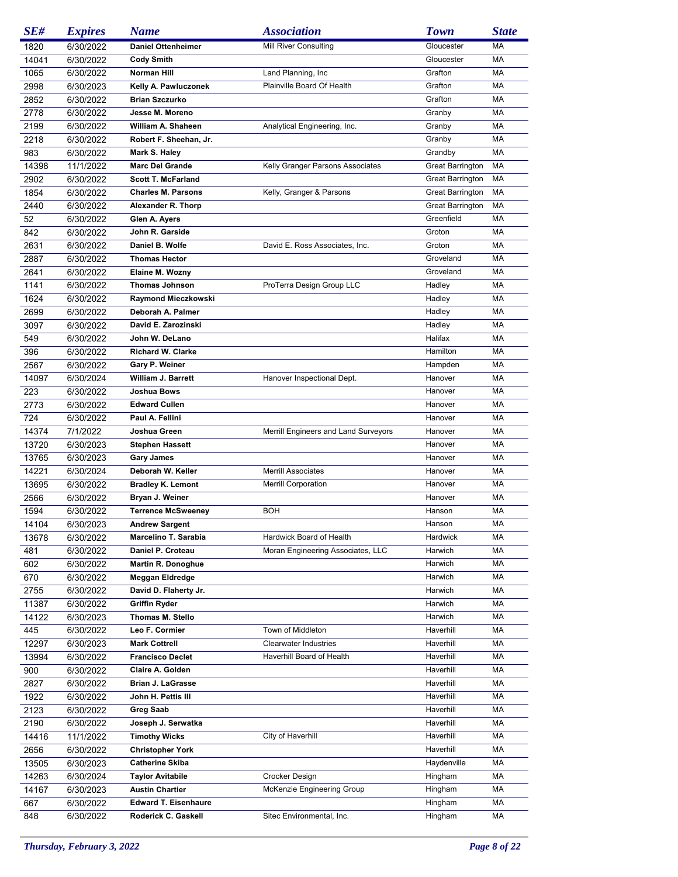| SE# | Expires | Name | Association | Town | State |
|---|---|---|---|---|---|
| 1820 | 6/30/2022 | Daniel Ottenheimer | Mill River Consulting | Gloucester | MA |
| 14041 | 6/30/2022 | Cody Smith | | Gloucester | MA |
| 1065 | 6/30/2022 | Norman Hill | Land Planning, Inc | Grafton | MA |
| 2998 | 6/30/2023 | Kelly A. Pawluczonek | Plainville Board Of Health | Grafton | MA |
| 2852 | 6/30/2022 | Brian Szczurko | | Grafton | MA |
| 2778 | 6/30/2022 | Jesse M. Moreno | | Granby | MA |
| 2199 | 6/30/2022 | William A. Shaheen | Analytical Engineering, Inc. | Granby | MA |
| 2218 | 6/30/2022 | Robert F. Sheehan, Jr. | | Granby | MA |
| 983 | 6/30/2022 | Mark S. Haley | | Grandby | MA |
| 14398 | 11/1/2022 | Marc Del Grande | Kelly Granger Parsons Associates | Great Barrington | MA |
| 2902 | 6/30/2022 | Scott T. McFarland | | Great Barrington | MA |
| 1854 | 6/30/2022 | Charles M. Parsons | Kelly, Granger & Parsons | Great Barrington | MA |
| 2440 | 6/30/2022 | Alexander R. Thorp | | Great Barrington | MA |
| 52 | 6/30/2022 | Glen A. Ayers | | Greenfield | MA |
| 842 | 6/30/2022 | John R. Garside | | Groton | MA |
| 2631 | 6/30/2022 | Daniel B. Wolfe | David E. Ross Associates, Inc. | Groton | MA |
| 2887 | 6/30/2022 | Thomas Hector | | Groveland | MA |
| 2641 | 6/30/2022 | Elaine M. Wozny | | Groveland | MA |
| 1141 | 6/30/2022 | Thomas Johnson | ProTerra Design Group LLC | Hadley | MA |
| 1624 | 6/30/2022 | Raymond Mieczkowski | | Hadley | MA |
| 2699 | 6/30/2022 | Deborah A. Palmer | | Hadley | MA |
| 3097 | 6/30/2022 | David E. Zarozinski | | Hadley | MA |
| 549 | 6/30/2022 | John W. DeLano | | Halifax | MA |
| 396 | 6/30/2022 | Richard W. Clarke | | Hamilton | MA |
| 2567 | 6/30/2022 | Gary P. Weiner | | Hampden | MA |
| 14097 | 6/30/2024 | William J. Barrett | Hanover Inspectional Dept. | Hanover | MA |
| 223 | 6/30/2022 | Joshua Bows | | Hanover | MA |
| 2773 | 6/30/2022 | Edward Cullen | | Hanover | MA |
| 724 | 6/30/2022 | Paul A. Fellini | | Hanover | MA |
| 14374 | 7/1/2022 | Joshua Green | Merrill Engineers and Land Surveyors | Hanover | MA |
| 13720 | 6/30/2023 | Stephen Hassett | | Hanover | MA |
| 13765 | 6/30/2023 | Gary James | | Hanover | MA |
| 14221 | 6/30/2024 | Deborah W. Keller | Merrill Associates | Hanover | MA |
| 13695 | 6/30/2022 | Bradley K. Lemont | Merrill Corporation | Hanover | MA |
| 2566 | 6/30/2022 | Bryan J. Weiner | | Hanover | MA |
| 1594 | 6/30/2022 | Terrence McSweeney | BOH | Hanson | MA |
| 14104 | 6/30/2023 | Andrew Sargent | | Hanson | MA |
| 13678 | 6/30/2022 | Marcelino T. Sarabia | Hardwick Board of Health | Hardwick | MA |
| 481 | 6/30/2022 | Daniel P. Croteau | Moran Engineering Associates, LLC | Harwich | MA |
| 602 | 6/30/2022 | Martin R. Donoghue | | Harwich | MA |
| 670 | 6/30/2022 | Meggan Eldredge | | Harwich | MA |
| 2755 | 6/30/2022 | David D. Flaherty Jr. | | Harwich | MA |
| 11387 | 6/30/2022 | Griffin Ryder | | Harwich | MA |
| 14122 | 6/30/2023 | Thomas M. Stello | | Harwich | MA |
| 445 | 6/30/2022 | Leo F. Cormier | Town of Middleton | Haverhill | MA |
| 12297 | 6/30/2023 | Mark Cottrell | Clearwater Industries | Haverhill | MA |
| 13994 | 6/30/2022 | Francisco Declet | Haverhill Board of Health | Haverhill | MA |
| 900 | 6/30/2022 | Claire A. Golden | | Haverhill | MA |
| 2827 | 6/30/2022 | Brian J. LaGrasse | | Haverhill | MA |
| 1922 | 6/30/2022 | John H. Pettis III | | Haverhill | MA |
| 2123 | 6/30/2022 | Greg Saab | | Haverhill | MA |
| 2190 | 6/30/2022 | Joseph J. Serwatka | | Haverhill | MA |
| 14416 | 11/1/2022 | Timothy Wicks | City of Haverhill | Haverhill | MA |
| 2656 | 6/30/2022 | Christopher York | | Haverhill | MA |
| 13505 | 6/30/2023 | Catherine Skiba | | Haydenville | MA |
| 14263 | 6/30/2024 | Taylor Avitabile | Crocker Design | Hingham | MA |
| 14167 | 6/30/2023 | Austin Chartier | McKenzie Engineering Group | Hingham | MA |
| 667 | 6/30/2022 | Edward T. Eisenhaure | | Hingham | MA |
| 848 | 6/30/2022 | Roderick C. Gaskell | Sitec Environmental, Inc. | Hingham | MA |

*Thursday, February 3, 2022*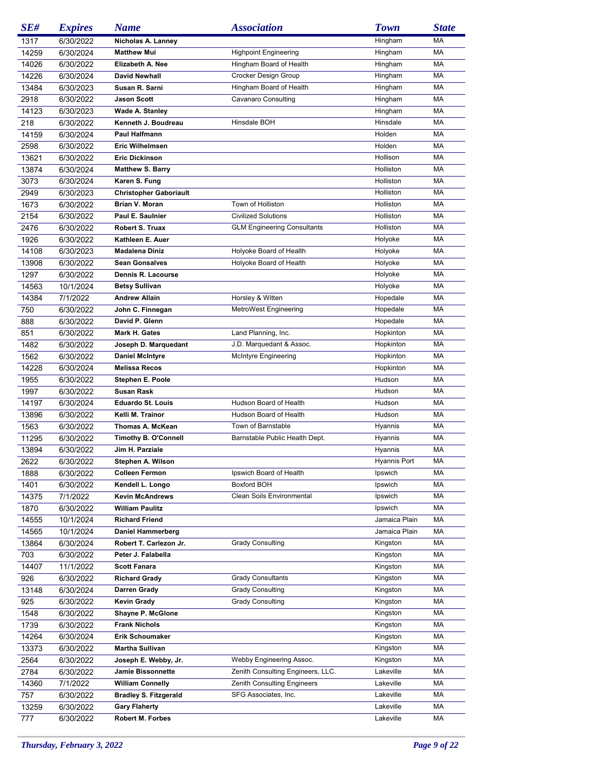| SE# | Expires | Name | Association | Town | State |
| --- | --- | --- | --- | --- | --- |
| 1317 | 6/30/2022 | **Nicholas A. Lanney** | | Hingham | MA |
| 14259 | 6/30/2024 | **Matthew Mui** | Highpoint Engineering | Hingham | MA |
| 14026 | 6/30/2022 | **Elizabeth A. Nee** | Hingham Board of Health | Hingham | MA |
| 14226 | 6/30/2024 | **David Newhall** | Crocker Design Group | Hingham | MA |
| 13484 | 6/30/2023 | **Susan R. Sarni** | Hingham Board of Health | Hingham | MA |
| 2918 | 6/30/2022 | **Jason Scott** | Cavanaro Consulting | Hingham | MA |
| 14123 | 6/30/2023 | **Wade A. Stanley** | | Hingham | MA |
| 218 | 6/30/2022 | **Kenneth J. Boudreau** | Hinsdale BOH | Hinsdale | MA |
| 14159 | 6/30/2024 | **Paul Halfmann** | | Holden | MA |
| 2598 | 6/30/2022 | **Eric Wilhelmsen** | | Holden | MA |
| 13621 | 6/30/2022 | **Eric Dickinson** | | Hollison | MA |
| 13874 | 6/30/2024 | **Matthew S. Barry** | | Holliston | MA |
| 3073 | 6/30/2024 | **Karen S. Fung** | | Holliston | MA |
| 2949 | 6/30/2023 | **Christopher Gaboriault** | | Holliston | MA |
| 1673 | 6/30/2022 | **Brian V. Moran** | Town of Holliston | Holliston | MA |
| 2154 | 6/30/2022 | **Paul E. Saulnier** | Civilized Solutions | Holliston | MA |
| 2476 | 6/30/2022 | **Robert S. Truax** | GLM Engineering Consultants | Holliston | MA |
| 1926 | 6/30/2022 | **Kathleen E. Auer** | | Holyoke | MA |
| 14108 | 6/30/2023 | **Madalena Diniz** | Holyoke Board of Health | Holyoke | MA |
| 13908 | 6/30/2022 | **Sean Gonsalves** | Holyoke Board of Health | Holyoke | MA |
| 1297 | 6/30/2022 | **Dennis R. Lacourse** | | Holyoke | MA |
| 14563 | 10/1/2024 | **Betsy Sullivan** | | Holyoke | MA |
| 14384 | 7/1/2022 | **Andrew Allain** | Horsley & Witten | Hopedale | MA |
| 750 | 6/30/2022 | **John C. Finnegan** | MetroWest Engineering | Hopedale | MA |
| 888 | 6/30/2022 | **David P. Glenn** | | Hopedale | MA |
| 851 | 6/30/2022 | **Mark H. Gates** | Land Planning, Inc. | Hopkinton | MA |
| 1482 | 6/30/2022 | **Joseph D. Marquedant** | J.D. Marquedant & Assoc. | Hopkinton | MA |
| 1562 | 6/30/2022 | **Daniel McIntyre** | McIntyre Engineering | Hopkinton | MA |
| 14228 | 6/30/2024 | **Melissa Recos** | | Hopkinton | MA |
| 1955 | 6/30/2022 | **Stephen E. Poole** | | Hudson | MA |
| 1997 | 6/30/2022 | **Susan Rask** | | Hudson | MA |
| 14197 | 6/30/2024 | **Eduardo St. Louis** | Hudson Board of Health | Hudson | MA |
| 13896 | 6/30/2022 | **Kelli M. Trainor** | Hudson Board of Health | Hudson | MA |
| 1563 | 6/30/2022 | **Thomas A. McKean** | Town of Barnstable | Hyannis | MA |
| 11295 | 6/30/2022 | **Timothy B. O'Connell** | Barnstable Public Health Dept. | Hyannis | MA |
| 13894 | 6/30/2022 | **Jim H. Parziale** | | Hyannis | MA |
| 2622 | 6/30/2022 | **Stephen A. Wilson** | | Hyannis Port | MA |
| 1888 | 6/30/2022 | **Colleen Fermon** | Ipswich Board of Health | Ipswich | MA |
| 1401 | 6/30/2022 | **Kendell L. Longo** | Boxford BOH | Ipswich | MA |
| 14375 | 7/1/2022 | **Kevin McAndrews** | Clean Soils Environmental | Ipswich | MA |
| 1870 | 6/30/2022 | **William Paulitz** | | Ipswich | MA |
| 14555 | 10/1/2024 | **Richard Friend** | | Jamaica Plain | MA |
| 14565 | 10/1/2024 | **Daniel Hammerberg** | | Jamaica Plain | MA |
| 13864 | 6/30/2024 | **Robert T. Carlezon Jr.** | Grady Consulting | Kingston | MA |
| 703 | 6/30/2022 | **Peter J. Falabella** | | Kingston | MA |
| 14407 | 11/1/2022 | **Scott Fanara** | | Kingston | MA |
| 926 | 6/30/2022 | **Richard Grady** | Grady Consultants | Kingston | MA |
| 13148 | 6/30/2024 | **Darren Grady** | Grady Consulting | Kingston | MA |
| 925 | 6/30/2022 | **Kevin Grady** | Grady Consulting | Kingston | MA |
| 1548 | 6/30/2022 | **Shayne P. McGlone** | | Kingston | MA |
| 1739 | 6/30/2022 | **Frank Nichols** | | Kingston | MA |
| 14264 | 6/30/2024 | **Erik Schoumaker** | | Kingston | MA |
| 13373 | 6/30/2022 | **Martha Sullivan** | | Kingston | MA |
| 2564 | 6/30/2022 | **Joseph E. Webby, Jr.** | Webby Engineering Assoc. | Kingston | MA |
| 2784 | 6/30/2022 | **Jamie Bissonnette** | Zenith Consulting Engineers, LLC. | Lakeville | MA |
| 14360 | 7/1/2022 | **William Connelly** | Zenith Consulting Engineers | Lakeville | MA |
| 757 | 6/30/2022 | **Bradley S. Fitzgerald** | SFG Associates, Inc. | Lakeville | MA |
| 13259 | 6/30/2022 | **Gary Flaherty** | | Lakeville | MA |
| 777 | 6/30/2022 | **Robert M. Forbes** | | Lakeville | MA |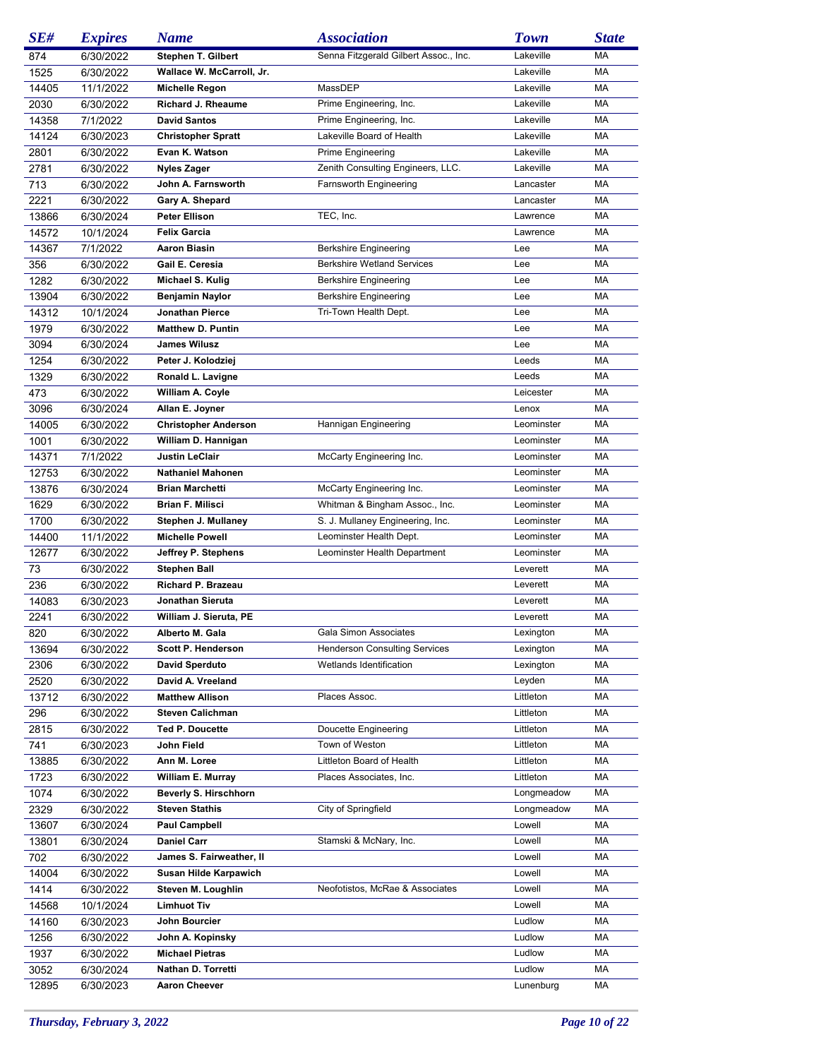| SE# | Expires | Name | Association | Town | State |
|---|---|---|---|---|---|
| 874 | 6/30/2022 | **Stephen T. Gilbert** | Senna Fitzgerald Gilbert Assoc., Inc. | Lakeville | MA |
| 1525 | 6/30/2022 | **Wallace W. McCarroll, Jr.** | | Lakeville | MA |
| 14405 | 11/1/2022 | **Michelle Regon** | MassDEP | Lakeville | MA |
| 2030 | 6/30/2022 | **Richard J. Rheaume** | Prime Engineering, Inc. | Lakeville | MA |
| 14358 | 7/1/2022 | **David Santos** | Prime Engineering, Inc. | Lakeville | MA |
| 14124 | 6/30/2023 | **Christopher Spratt** | Lakeville Board of Health | Lakeville | MA |
| 2801 | 6/30/2022 | **Evan K. Watson** | Prime Engineering | Lakeville | MA |
| 2781 | 6/30/2022 | **Nyles Zager** | Zenith Consulting Engineers, LLC. | Lakeville | MA |
| 713 | 6/30/2022 | **John A. Farnsworth** | Farnsworth Engineering | Lancaster | MA |
| 2221 | 6/30/2022 | **Gary A. Shepard** | | Lancaster | MA |
| 13866 | 6/30/2024 | **Peter Ellison** | TEC, Inc. | Lawrence | MA |
| 14572 | 10/1/2024 | **Felix Garcia** | | Lawrence | MA |
| 14367 | 7/1/2022 | **Aaron Biasin** | Berkshire Engineering | Lee | MA |
| 356 | 6/30/2022 | **Gail E. Ceresia** | Berkshire Wetland Services | Lee | MA |
| 1282 | 6/30/2022 | **Michael S. Kulig** | Berkshire Engineering | Lee | MA |
| 13904 | 6/30/2022 | **Benjamin Naylor** | Berkshire Engineering | Lee | MA |
| 14312 | 10/1/2024 | **Jonathan Pierce** | Tri-Town Health Dept. | Lee | MA |
| 1979 | 6/30/2022 | **Matthew D. Puntin** | | Lee | MA |
| 3094 | 6/30/2024 | **James Wilusz** | | Lee | MA |
| 1254 | 6/30/2022 | **Peter J. Kolodziej** | | Leeds | MA |
| 1329 | 6/30/2022 | **Ronald L. Lavigne** | | Leeds | MA |
| 473 | 6/30/2022 | **William A. Coyle** | | Leicester | MA |
| 3096 | 6/30/2024 | **Allan E. Joyner** | | Lenox | MA |
| 14005 | 6/30/2022 | **Christopher Anderson** | Hannigan Engineering | Leominster | MA |
| 1001 | 6/30/2022 | **William D. Hannigan** | | Leominster | MA |
| 14371 | 7/1/2022 | **Justin LeClair** | McCarty Engineering Inc. | Leominster | MA |
| 12753 | 6/30/2022 | **Nathaniel Mahonen** | | Leominster | MA |
| 13876 | 6/30/2024 | **Brian Marchetti** | McCarty Engineering Inc. | Leominster | MA |
| 1629 | 6/30/2022 | **Brian F. Milisci** | Whitman & Bingham Assoc., Inc. | Leominster | MA |
| 1700 | 6/30/2022 | **Stephen J. Mullaney** | S. J. Mullaney Engineering, Inc. | Leominster | MA |
| 14400 | 11/1/2022 | **Michelle Powell** | Leominster Health Dept. | Leominster | MA |
| 12677 | 6/30/2022 | **Jeffrey P. Stephens** | Leominster Health Department | Leominster | MA |
| 73 | 6/30/2022 | **Stephen Ball** | | Leverett | MA |
| 236 | 6/30/2022 | **Richard P. Brazeau** | | Leverett | MA |
| 14083 | 6/30/2023 | **Jonathan Sieruta** | | Leverett | MA |
| 2241 | 6/30/2022 | **William J. Sieruta, PE** | | Leverett | MA |
| 820 | 6/30/2022 | **Alberto M. Gala** | Gala Simon Associates | Lexington | MA |
| 13694 | 6/30/2022 | **Scott P. Henderson** | Henderson Consulting Services | Lexington | MA |
| 2306 | 6/30/2022 | **David Sperduto** | Wetlands Identification | Lexington | MA |
| 2520 | 6/30/2022 | **David A. Vreeland** | | Leyden | MA |
| 13712 | 6/30/2022 | **Matthew Allison** | Places Assoc. | Littleton | MA |
| 296 | 6/30/2022 | **Steven Calichman** | | Littleton | MA |
| 2815 | 6/30/2022 | **Ted P. Doucette** | Doucette Engineering | Littleton | MA |
| 741 | 6/30/2023 | **John Field** | Town of Weston | Littleton | MA |
| 13885 | 6/30/2022 | **Ann M. Loree** | Littleton Board of Health | Littleton | MA |
| 1723 | 6/30/2022 | **William E. Murray** | Places Associates, Inc. | Littleton | MA |
| 1074 | 6/30/2022 | **Beverly S. Hirschhorn** | | Longmeadow | MA |
| 2329 | 6/30/2022 | **Steven Stathis** | City of Springfield | Longmeadow | MA |
| 13607 | 6/30/2024 | **Paul Campbell** | | Lowell | MA |
| 13801 | 6/30/2024 | **Daniel Carr** | Stamski & McNary, Inc. | Lowell | MA |
| 702 | 6/30/2022 | **James S. Fairweather, II** | | Lowell | MA |
| 14004 | 6/30/2022 | **Susan Hilde Karpawich** | | Lowell | MA |
| 1414 | 6/30/2022 | **Steven M. Loughlin** | Neofotistos, McRae & Associates | Lowell | MA |
| 14568 | 10/1/2024 | **Limhuot Tiv** | | Lowell | MA |
| 14160 | 6/30/2023 | **John Bourcier** | | Ludlow | MA |
| 1256 | 6/30/2022 | **John A. Kopinsky** | | Ludlow | MA |
| 1937 | 6/30/2022 | **Michael Pietras** | | Ludlow | MA |
| 3052 | 6/30/2024 | **Nathan D. Torretti** | | Ludlow | MA |
| 12895 | 6/30/2023 | **Aaron Cheever** | | Lunenburg | MA |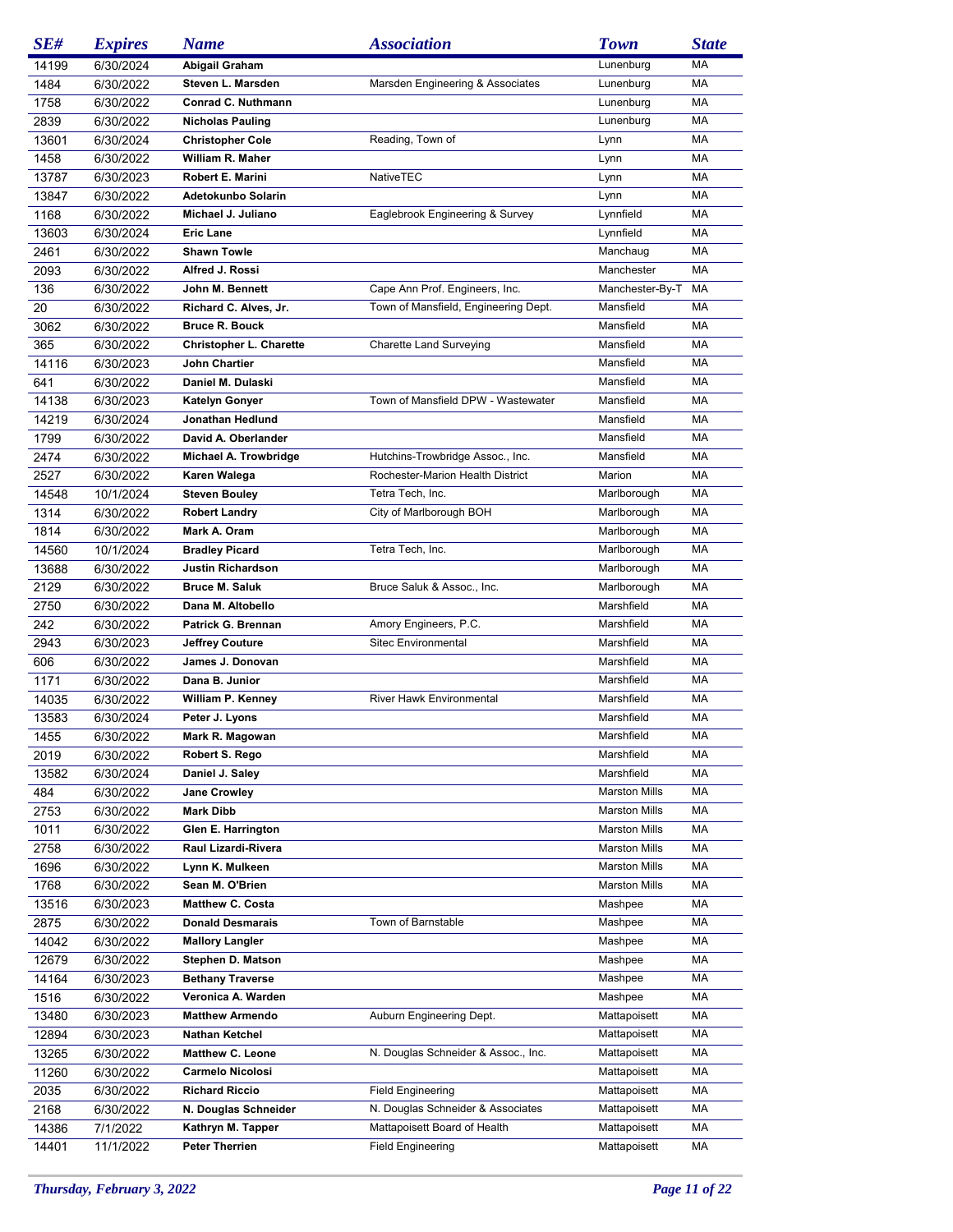| SE# | Expires | Name | Association | Town | State |
|---|---|---|---|---|---|
| 14199 | 6/30/2024 | **Abigail Graham** | | Lunenburg | MA |
| 1484 | 6/30/2022 | **Steven L. Marsden** | Marsden Engineering & Associates | Lunenburg | MA |
| 1758 | 6/30/2022 | **Conrad C. Nuthmann** | | Lunenburg | MA |
| 2839 | 6/30/2022 | **Nicholas Pauling** | | Lunenburg | MA |
| 13601 | 6/30/2024 | **Christopher Cole** | Reading, Town of | Lynn | MA |
| 1458 | 6/30/2022 | **William R. Maher** | | Lynn | MA |
| 13787 | 6/30/2023 | **Robert E. Marini** | NativeTEC | Lynn | MA |
| 13847 | 6/30/2022 | **Adetokunbo Solarin** | | Lynn | MA |
| 1168 | 6/30/2022 | **Michael J. Juliano** | Eaglebrook Engineering & Survey | Lynnfield | MA |
| 13603 | 6/30/2024 | **Eric Lane** | | Lynnfield | MA |
| 2461 | 6/30/2022 | **Shawn Towle** | | Manchaug | MA |
| 2093 | 6/30/2022 | **Alfred J. Rossi** | | Manchester | MA |
| 136 | 6/30/2022 | **John M. Bennett** | Cape Ann Prof. Engineers, Inc. | Manchester-By-T | MA |
| 20 | 6/30/2022 | **Richard C. Alves, Jr.** | Town of Mansfield, Engineering Dept. | Mansfield | MA |
| 3062 | 6/30/2022 | **Bruce R. Bouck** | | Mansfield | MA |
| 365 | 6/30/2022 | **Christopher L. Charette** | Charette Land Surveying | Mansfield | MA |
| 14116 | 6/30/2023 | **John Chartier** | | Mansfield | MA |
| 641 | 6/30/2022 | **Daniel M. Dulaski** | | Mansfield | MA |
| 14138 | 6/30/2023 | **Katelyn Gonyer** | Town of Mansfield DPW - Wastewater | Mansfield | MA |
| 14219 | 6/30/2024 | **Jonathan Hedlund** | | Mansfield | MA |
| 1799 | 6/30/2022 | **David A. Oberlander** | | Mansfield | MA |
| 2474 | 6/30/2022 | **Michael A. Trowbridge** | Hutchins-Trowbridge Assoc., Inc. | Mansfield | MA |
| 2527 | 6/30/2022 | **Karen Walega** | Rochester-Marion Health District | Marion | MA |
| 14548 | 10/1/2024 | **Steven Bouley** | Tetra Tech, Inc. | Marlborough | MA |
| 1314 | 6/30/2022 | **Robert Landry** | City of Marlborough BOH | Marlborough | MA |
| 1814 | 6/30/2022 | **Mark A. Oram** | | Marlborough | MA |
| 14560 | 10/1/2024 | **Bradley Picard** | Tetra Tech, Inc. | Marlborough | MA |
| 13688 | 6/30/2022 | **Justin Richardson** | | Marlborough | MA |
| 2129 | 6/30/2022 | **Bruce M. Saluk** | Bruce Saluk & Assoc., Inc. | Marlborough | MA |
| 2750 | 6/30/2022 | **Dana M. Altobello** | | Marshfield | MA |
| 242 | 6/30/2022 | **Patrick G. Brennan** | Amory Engineers, P.C. | Marshfield | MA |
| 2943 | 6/30/2023 | **Jeffrey Couture** | Sitec Environmental | Marshfield | MA |
| 606 | 6/30/2022 | **James J. Donovan** | | Marshfield | MA |
| 1171 | 6/30/2022 | **Dana B. Junior** | | Marshfield | MA |
| 14035 | 6/30/2022 | **William P. Kenney** | River Hawk Environmental | Marshfield | MA |
| 13583 | 6/30/2024 | **Peter J. Lyons** | | Marshfield | MA |
| 1455 | 6/30/2022 | **Mark R. Magowan** | | Marshfield | MA |
| 2019 | 6/30/2022 | **Robert S. Rego** | | Marshfield | MA |
| 13582 | 6/30/2024 | **Daniel J. Saley** | | Marshfield | MA |
| 484 | 6/30/2022 | **Jane Crowley** | | Marston Mills | MA |
| 2753 | 6/30/2022 | **Mark Dibb** | | Marston Mills | MA |
| 1011 | 6/30/2022 | **Glen E. Harrington** | | Marston Mills | MA |
| 2758 | 6/30/2022 | **Raul Lizardi-Rivera** | | Marston Mills | MA |
| 1696 | 6/30/2022 | **Lynn K. Mulkeen** | | Marston Mills | MA |
| 1768 | 6/30/2022 | **Sean M. O'Brien** | | Marston Mills | MA |
| 13516 | 6/30/2023 | **Matthew C. Costa** | | Mashpee | MA |
| 2875 | 6/30/2022 | **Donald Desmarais** | Town of Barnstable | Mashpee | MA |
| 14042 | 6/30/2022 | **Mallory Langler** | | Mashpee | MA |
| 12679 | 6/30/2022 | **Stephen D. Matson** | | Mashpee | MA |
| 14164 | 6/30/2023 | **Bethany Traverse** | | Mashpee | MA |
| 1516 | 6/30/2022 | **Veronica A. Warden** | | Mashpee | MA |
| 13480 | 6/30/2023 | **Matthew Armendo** | Auburn Engineering Dept. | Mattapoisett | MA |
| 12894 | 6/30/2023 | **Nathan Ketchel** | | Mattapoisett | MA |
| 13265 | 6/30/2022 | **Matthew C. Leone** | N. Douglas Schneider & Assoc., Inc. | Mattapoisett | MA |
| 11260 | 6/30/2022 | **Carmelo Nicolosi** | | Mattapoisett | MA |
| 2035 | 6/30/2022 | **Richard Riccio** | Field Engineering | Mattapoisett | MA |
| 2168 | 6/30/2022 | **N. Douglas Schneider** | N. Douglas Schneider & Associates | Mattapoisett | MA |
| 14386 | 7/1/2022 | **Kathryn M. Tapper** | Mattapoisett Board of Health | Mattapoisett | MA |
| 14401 | 11/1/2022 | **Peter Therrien** | Field Engineering | Mattapoisett | MA |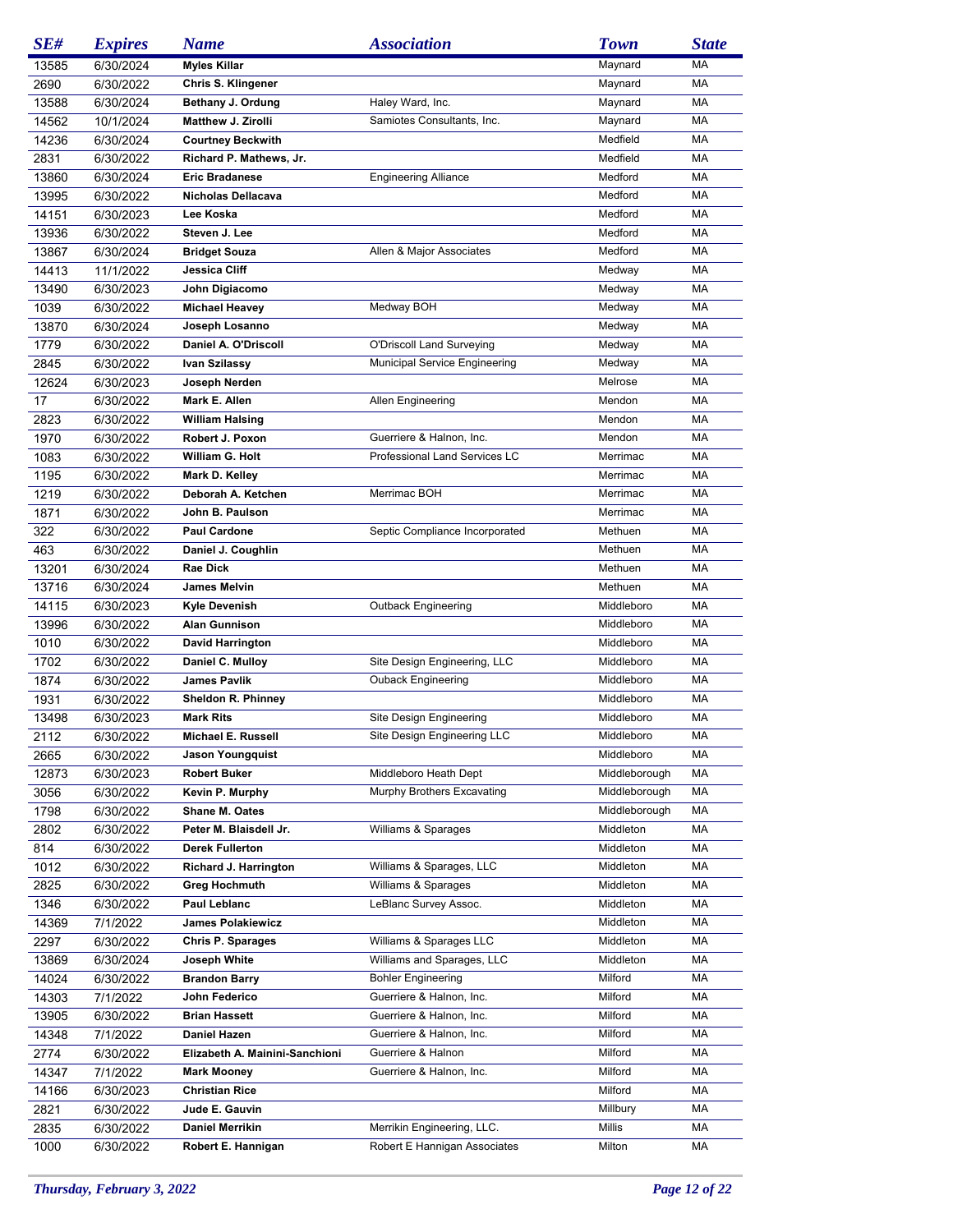| SE# | Expires | Name | Association | Town | State |
|---|---|---|---|---|---|
| 13585 | 6/30/2024 | **Myles Killar** | | Maynard | MA |
| 2690 | 6/30/2022 | **Chris S. Klingener** | | Maynard | MA |
| 13588 | 6/30/2024 | **Bethany J. Ordung** | Haley Ward, Inc. | Maynard | MA |
| 14562 | 10/1/2024 | **Matthew J. Zirolli** | Samiotes Consultants, Inc. | Maynard | MA |
| 14236 | 6/30/2024 | **Courtney Beckwith** | | Medfield | MA |
| 2831 | 6/30/2022 | **Richard P. Mathews, Jr.** | | Medfield | MA |
| 13860 | 6/30/2024 | **Eric Bradanese** | Engineering Alliance | Medford | MA |
| 13995 | 6/30/2022 | **Nicholas Dellacava** | | Medford | MA |
| 14151 | 6/30/2023 | **Lee Koska** | | Medford | MA |
| 13936 | 6/30/2022 | **Steven J. Lee** | | Medford | MA |
| 13867 | 6/30/2024 | **Bridget Souza** | Allen & Major Associates | Medford | MA |
| 14413 | 11/1/2022 | **Jessica Cliff** | | Medway | MA |
| 13490 | 6/30/2023 | **John Digiacomo** | | Medway | MA |
| 1039 | 6/30/2022 | **Michael Heavey** | Medway BOH | Medway | MA |
| 13870 | 6/30/2024 | **Joseph Losanno** | | Medway | MA |
| 1779 | 6/30/2022 | **Daniel A. O'Driscoll** | O'Driscoll Land Surveying | Medway | MA |
| 2845 | 6/30/2022 | **Ivan Szilassy** | Municipal Service Engineering | Medway | MA |
| 12624 | 6/30/2023 | **Joseph Nerden** | | Melrose | MA |
| 17 | 6/30/2022 | **Mark E. Allen** | Allen Engineering | Mendon | MA |
| 2823 | 6/30/2022 | **William Halsing** | | Mendon | MA |
| 1970 | 6/30/2022 | **Robert J. Poxon** | Guerriere & Halnon, Inc. | Mendon | MA |
| 1083 | 6/30/2022 | **William G. Holt** | Professional Land Services LC | Merrimac | MA |
| 1195 | 6/30/2022 | **Mark D. Kelley** | | Merrimac | MA |
| 1219 | 6/30/2022 | **Deborah A. Ketchen** | Merrimac BOH | Merrimac | MA |
| 1871 | 6/30/2022 | **John B. Paulson** | | Merrimac | MA |
| 322 | 6/30/2022 | **Paul Cardone** | Septic Compliance Incorporated | Methuen | MA |
| 463 | 6/30/2022 | **Daniel J. Coughlin** | | Methuen | MA |
| 13201 | 6/30/2024 | **Rae Dick** | | Methuen | MA |
| 13716 | 6/30/2024 | **James Melvin** | | Methuen | MA |
| 14115 | 6/30/2023 | **Kyle Devenish** | Outback Engineering | Middleboro | MA |
| 13996 | 6/30/2022 | **Alan Gunnison** | | Middleboro | MA |
| 1010 | 6/30/2022 | **David Harrington** | | Middleboro | MA |
| 1702 | 6/30/2022 | **Daniel C. Mulloy** | Site Design Engineering, LLC | Middleboro | MA |
| 1874 | 6/30/2022 | **James Pavlik** | Ouback Engineering | Middleboro | MA |
| 1931 | 6/30/2022 | **Sheldon R. Phinney** | | Middleboro | MA |
| 13498 | 6/30/2023 | **Mark Rits** | Site Design Engineering | Middleboro | MA |
| 2112 | 6/30/2022 | **Michael E. Russell** | Site Design Engineering LLC | Middleboro | MA |
| 2665 | 6/30/2022 | **Jason Youngquist** | | Middleboro | MA |
| 12873 | 6/30/2023 | **Robert Buker** | Middleboro Heath Dept | Middleborough | MA |
| 3056 | 6/30/2022 | **Kevin P. Murphy** | Murphy Brothers Excavating | Middleborough | MA |
| 1798 | 6/30/2022 | **Shane M. Oates** | | Middleborough | MA |
| 2802 | 6/30/2022 | **Peter M. Blaisdell Jr.** | Williams & Sparages | Middleton | MA |
| 814 | 6/30/2022 | **Derek Fullerton** | | Middleton | MA |
| 1012 | 6/30/2022 | **Richard J. Harrington** | Williams & Sparages, LLC | Middleton | MA |
| 2825 | 6/30/2022 | **Greg Hochmuth** | Williams & Sparages | Middleton | MA |
| 1346 | 6/30/2022 | **Paul Leblanc** | LeBlanc Survey Assoc. | Middleton | MA |
| 14369 | 7/1/2022 | **James Polakiewicz** | | Middleton | MA |
| 2297 | 6/30/2022 | **Chris P. Sparages** | Williams & Sparages LLC | Middleton | MA |
| 13869 | 6/30/2024 | **Joseph White** | Williams and Sparages, LLC | Middleton | MA |
| 14024 | 6/30/2022 | **Brandon Barry** | Bohler Engineering | Milford | MA |
| 14303 | 7/1/2022 | **John Federico** | Guerriere & Halnon, Inc. | Milford | MA |
| 13905 | 6/30/2022 | **Brian Hassett** | Guerriere & Halnon, Inc. | Milford | MA |
| 14348 | 7/1/2022 | **Daniel Hazen** | Guerriere & Halnon, Inc. | Milford | MA |
| 2774 | 6/30/2022 | **Elizabeth A. Mainini-Sanchioni** | Guerriere & Halnon | Milford | MA |
| 14347 | 7/1/2022 | **Mark Mooney** | Guerriere & Halnon, Inc. | Milford | MA |
| 14166 | 6/30/2023 | **Christian Rice** | | Milford | MA |
| 2821 | 6/30/2022 | **Jude E. Gauvin** | | Millbury | MA |
| 2835 | 6/30/2022 | **Daniel Merrikin** | Merrikin Engineering, LLC. | Millis | MA |
| 1000 | 6/30/2022 | **Robert E. Hannigan** | Robert E Hannigan Associates | Milton | MA |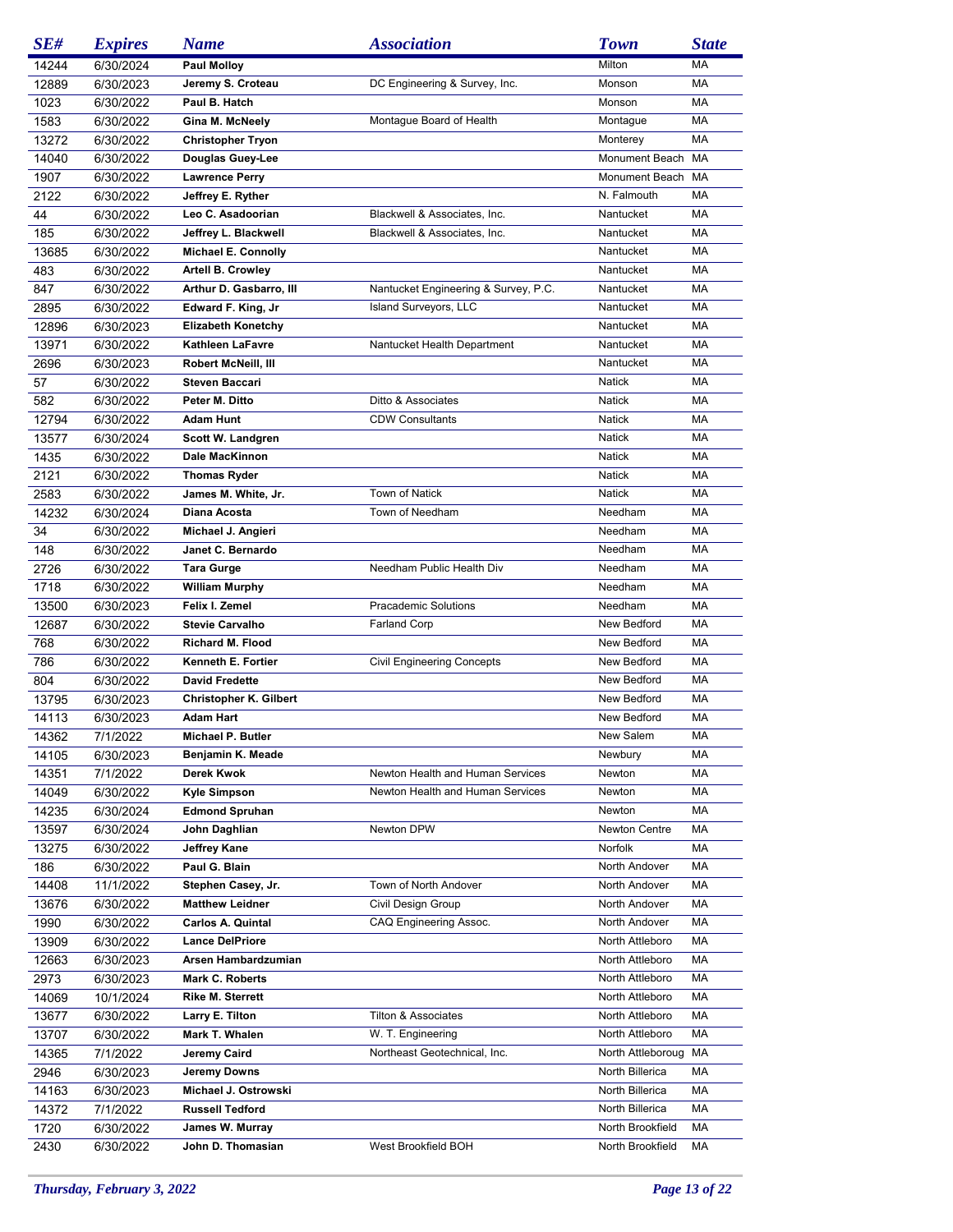| SE# | Expires | Name | Association | Town | State |
|---|---|---|---|---|---|
| 14244 | 6/30/2024 | **Paul Molloy** | | Milton | MA |
| 12889 | 6/30/2023 | **Jeremy S. Croteau** | DC Engineering & Survey, Inc. | Monson | MA |
| 1023 | 6/30/2022 | **Paul B. Hatch** | | Monson | MA |
| 1583 | 6/30/2022 | **Gina M. McNeely** | Montague Board of Health | Montague | MA |
| 13272 | 6/30/2022 | **Christopher Tryon** | | Monterey | MA |
| 14040 | 6/30/2022 | **Douglas Guey-Lee** | | Monument Beach | MA |
| 1907 | 6/30/2022 | **Lawrence Perry** | | Monument Beach | MA |
| 2122 | 6/30/2022 | **Jeffrey E. Ryther** | | N. Falmouth | MA |
| 44 | 6/30/2022 | **Leo C. Asadoorian** | Blackwell & Associates, Inc. | Nantucket | MA |
| 185 | 6/30/2022 | **Jeffrey L. Blackwell** | Blackwell & Associates, Inc. | Nantucket | MA |
| 13685 | 6/30/2022 | **Michael E. Connolly** | | Nantucket | MA |
| 483 | 6/30/2022 | **Artell B. Crowley** | | Nantucket | MA |
| 847 | 6/30/2022 | **Arthur D. Gasbarro, III** | Nantucket Engineering & Survey, P.C. | Nantucket | MA |
| 2895 | 6/30/2022 | **Edward F. King, Jr** | Island Surveyors, LLC | Nantucket | MA |
| 12896 | 6/30/2023 | **Elizabeth Konetchy** | | Nantucket | MA |
| 13971 | 6/30/2022 | **Kathleen LaFavre** | Nantucket Health Department | Nantucket | MA |
| 2696 | 6/30/2023 | **Robert McNeill, III** | | Nantucket | MA |
| 57 | 6/30/2022 | **Steven Baccari** | | Natick | MA |
| 582 | 6/30/2022 | **Peter M. Ditto** | Ditto & Associates | Natick | MA |
| 12794 | 6/30/2022 | **Adam Hunt** | CDW Consultants | Natick | MA |
| 13577 | 6/30/2024 | **Scott W. Landgren** | | Natick | MA |
| 1435 | 6/30/2022 | **Dale MacKinnon** | | Natick | MA |
| 2121 | 6/30/2022 | **Thomas Ryder** | | Natick | MA |
| 2583 | 6/30/2022 | **James M. White, Jr.** | Town of Natick | Natick | MA |
| 14232 | 6/30/2024 | **Diana Acosta** | Town of Needham | Needham | MA |
| 34 | 6/30/2022 | **Michael J. Angieri** | | Needham | MA |
| 148 | 6/30/2022 | **Janet C. Bernardo** | | Needham | MA |
| 2726 | 6/30/2022 | **Tara Gurge** | Needham Public Health Div | Needham | MA |
| 1718 | 6/30/2022 | **William Murphy** | | Needham | MA |
| 13500 | 6/30/2023 | **Felix I. Zemel** | Pracademic Solutions | Needham | MA |
| 12687 | 6/30/2022 | **Stevie Carvalho** | Farland Corp | New Bedford | MA |
| 768 | 6/30/2022 | **Richard M. Flood** | | New Bedford | MA |
| 786 | 6/30/2022 | **Kenneth E. Fortier** | Civil Engineering Concepts | New Bedford | MA |
| 804 | 6/30/2022 | **David Fredette** | | New Bedford | MA |
| 13795 | 6/30/2023 | **Christopher K. Gilbert** | | New Bedford | MA |
| 14113 | 6/30/2023 | **Adam Hart** | | New Bedford | MA |
| 14362 | 7/1/2022 | **Michael P. Butler** | | New Salem | MA |
| 14105 | 6/30/2023 | **Benjamin K. Meade** | | Newbury | MA |
| 14351 | 7/1/2022 | **Derek Kwok** | Newton Health and Human Services | Newton | MA |
| 14049 | 6/30/2022 | **Kyle Simpson** | Newton Health and Human Services | Newton | MA |
| 14235 | 6/30/2024 | **Edmond Spruhan** | | Newton | MA |
| 13597 | 6/30/2024 | **John Daghlian** | Newton DPW | Newton Centre | MA |
| 13275 | 6/30/2022 | **Jeffrey Kane** | | Norfolk | MA |
| 186 | 6/30/2022 | **Paul G. Blain** | | North Andover | MA |
| 14408 | 11/1/2022 | **Stephen Casey, Jr.** | Town of North Andover | North Andover | MA |
| 13676 | 6/30/2022 | **Matthew Leidner** | Civil Design Group | North Andover | MA |
| 1990 | 6/30/2022 | **Carlos A. Quintal** | CAQ Engineering Assoc. | North Andover | MA |
| 13909 | 6/30/2022 | **Lance DelPriore** | | North Attleboro | MA |
| 12663 | 6/30/2023 | **Arsen Hambardzumian** | | North Attleboro | MA |
| 2973 | 6/30/2023 | **Mark C. Roberts** | | North Attleboro | MA |
| 14069 | 10/1/2024 | **Rike M. Sterrett** | | North Attleboro | MA |
| 13677 | 6/30/2022 | **Larry E. Tilton** | Tilton & Associates | North Attleboro | MA |
| 13707 | 6/30/2022 | **Mark T. Whalen** | W. T. Engineering | North Attleboro | MA |
| 14365 | 7/1/2022 | **Jeremy Caird** | Northeast Geotechnical, Inc. | North Attleboroug | MA |
| 2946 | 6/30/2023 | **Jeremy Downs** | | North Billerica | MA |
| 14163 | 6/30/2023 | **Michael J. Ostrowski** | | North Billerica | MA |
| 14372 | 7/1/2022 | **Russell Tedford** | | North Billerica | MA |
| 1720 | 6/30/2022 | **James W. Murray** | | North Brookfield | MA |
| 2430 | 6/30/2022 | **John D. Thomasian** | West Brookfield BOH | North Brookfield | MA |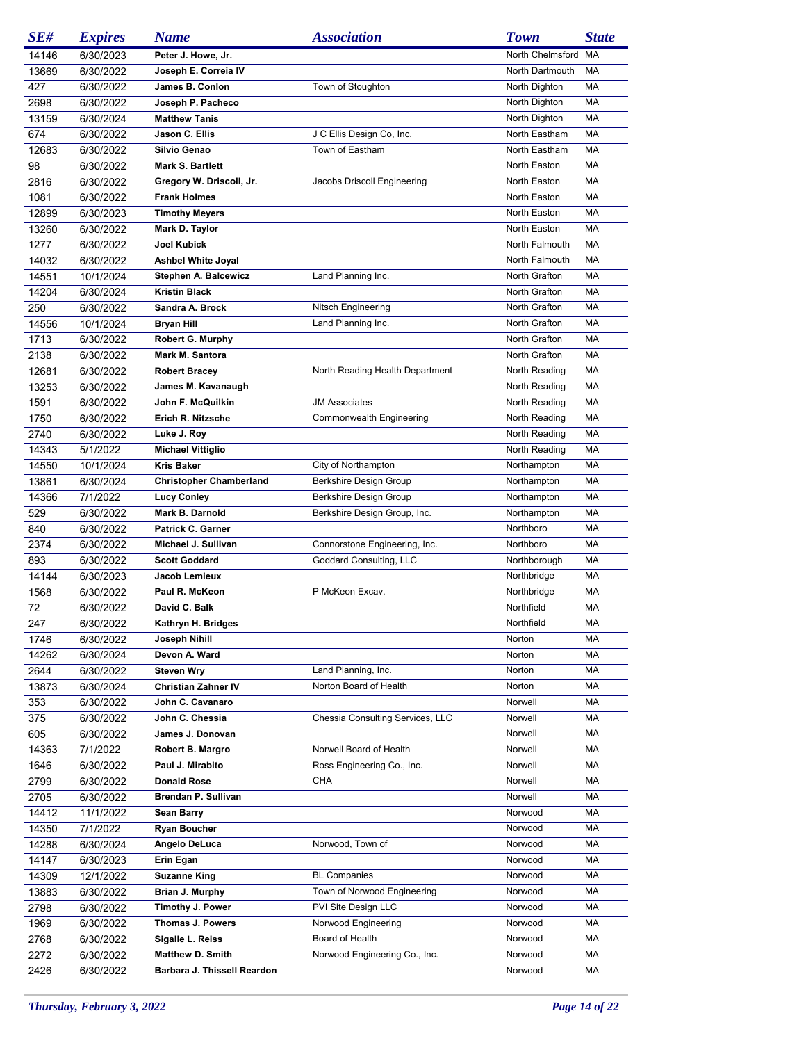| SE# | Expires | Name | Association | Town | State |
|---|---|---|---|---|---|
| 14146 | 6/30/2023 | Peter J. Howe, Jr. | | North Chelmsford | MA |
| 13669 | 6/30/2022 | Joseph E. Correia IV | | North Dartmouth | MA |
| 427 | 6/30/2022 | James B. Conlon | Town of Stoughton | North Dighton | MA |
| 2698 | 6/30/2022 | Joseph P. Pacheco | | North Dighton | MA |
| 13159 | 6/30/2024 | Matthew Tanis | | North Dighton | MA |
| 674 | 6/30/2022 | Jason C. Ellis | J C Ellis Design Co, Inc. | North Eastham | MA |
| 12683 | 6/30/2022 | Silvio Genao | Town of Eastham | North Eastham | MA |
| 98 | 6/30/2022 | Mark S. Bartlett | | North Easton | MA |
| 2816 | 6/30/2022 | Gregory W. Driscoll, Jr. | Jacobs Driscoll Engineering | North Easton | MA |
| 1081 | 6/30/2022 | Frank Holmes | | North Easton | MA |
| 12899 | 6/30/2023 | Timothy Meyers | | North Easton | MA |
| 13260 | 6/30/2022 | Mark D. Taylor | | North Easton | MA |
| 1277 | 6/30/2022 | Joel Kubick | | North Falmouth | MA |
| 14032 | 6/30/2022 | Ashbel White Joyal | | North Falmouth | MA |
| 14551 | 10/1/2024 | Stephen A. Balcewicz | Land Planning Inc. | North Grafton | MA |
| 14204 | 6/30/2024 | Kristin Black | | North Grafton | MA |
| 250 | 6/30/2022 | Sandra A. Brock | Nitsch Engineering | North Grafton | MA |
| 14556 | 10/1/2024 | Bryan Hill | Land Planning Inc. | North Grafton | MA |
| 1713 | 6/30/2022 | Robert G. Murphy | | North Grafton | MA |
| 2138 | 6/30/2022 | Mark M. Santora | | North Grafton | MA |
| 12681 | 6/30/2022 | Robert Bracey | North Reading Health Department | North Reading | MA |
| 13253 | 6/30/2022 | James M. Kavanaugh | | North Reading | MA |
| 1591 | 6/30/2022 | John F. McQuilkin | JM Associates | North Reading | MA |
| 1750 | 6/30/2022 | Erich R. Nitzsche | Commonwealth Engineering | North Reading | MA |
| 2740 | 6/30/2022 | Luke J. Roy | | North Reading | MA |
| 14343 | 5/1/2022 | Michael Vittiglio | | North Reading | MA |
| 14550 | 10/1/2024 | Kris Baker | City of Northampton | Northampton | MA |
| 13861 | 6/30/2024 | Christopher Chamberland | Berkshire Design Group | Northampton | MA |
| 14366 | 7/1/2022 | Lucy Conley | Berkshire Design Group | Northampton | MA |
| 529 | 6/30/2022 | Mark B. Darnold | Berkshire Design Group, Inc. | Northampton | MA |
| 840 | 6/30/2022 | Patrick C. Garner | | Northboro | MA |
| 2374 | 6/30/2022 | Michael J. Sullivan | Connorstone Engineering, Inc. | Northboro | MA |
| 893 | 6/30/2022 | Scott Goddard | Goddard Consulting, LLC | Northborough | MA |
| 14144 | 6/30/2023 | Jacob Lemieux | | Northbridge | MA |
| 1568 | 6/30/2022 | Paul R. McKeon | P McKeon Excav. | Northbridge | MA |
| 72 | 6/30/2022 | David C. Balk | | Northfield | MA |
| 247 | 6/30/2022 | Kathryn H. Bridges | | Northfield | MA |
| 1746 | 6/30/2022 | Joseph Nihill | | Norton | MA |
| 14262 | 6/30/2024 | Devon A. Ward | | Norton | MA |
| 2644 | 6/30/2022 | Steven Wry | Land Planning, Inc. | Norton | MA |
| 13873 | 6/30/2024 | Christian Zahner IV | Norton Board of Health | Norton | MA |
| 353 | 6/30/2022 | John C. Cavanaro | | Norwell | MA |
| 375 | 6/30/2022 | John C. Chessia | Chessia Consulting Services, LLC | Norwell | MA |
| 605 | 6/30/2022 | James J. Donovan | | Norwell | MA |
| 14363 | 7/1/2022 | Robert B. Margro | Norwell Board of Health | Norwell | MA |
| 1646 | 6/30/2022 | Paul J. Mirabito | Ross Engineering Co., Inc. | Norwell | MA |
| 2799 | 6/30/2022 | Donald Rose | CHA | Norwell | MA |
| 2705 | 6/30/2022 | Brendan P. Sullivan | | Norwell | MA |
| 14412 | 11/1/2022 | Sean Barry | | Norwood | MA |
| 14350 | 7/1/2022 | Ryan Boucher | | Norwood | MA |
| 14288 | 6/30/2024 | Angelo DeLuca | Norwood, Town of | Norwood | MA |
| 14147 | 6/30/2023 | Erin Egan | | Norwood | MA |
| 14309 | 12/1/2022 | Suzanne King | BL Companies | Norwood | MA |
| 13883 | 6/30/2022 | Brian J. Murphy | Town of Norwood Engineering | Norwood | MA |
| 2798 | 6/30/2022 | Timothy J. Power | PVI Site Design LLC | Norwood | MA |
| 1969 | 6/30/2022 | Thomas J. Powers | Norwood Engineering | Norwood | MA |
| 2768 | 6/30/2022 | Sigalle L. Reiss | Board of Health | Norwood | MA |
| 2272 | 6/30/2022 | Matthew D. Smith | Norwood Engineering Co., Inc. | Norwood | MA |
| 2426 | 6/30/2022 | Barbara J. Thissell Reardon | | Norwood | MA |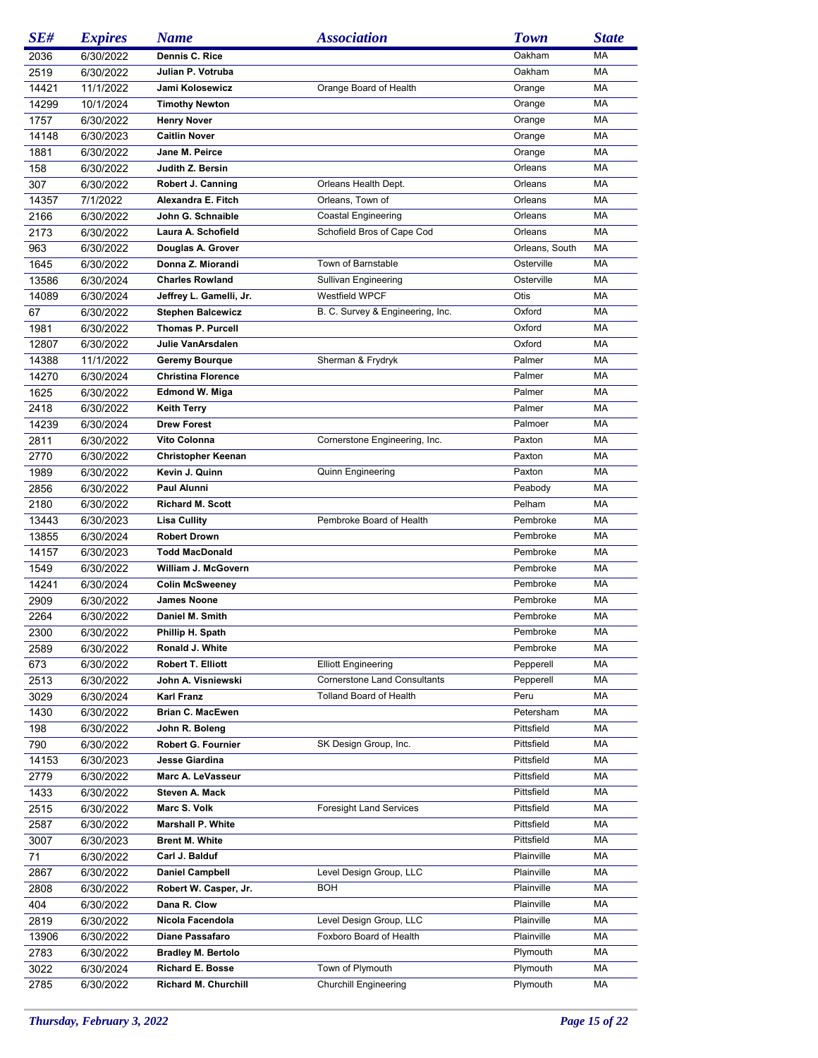| SE# | Expires | Name | Association | Town | State |
| --- | --- | --- | --- | --- | --- |
| 2036 | 6/30/2022 | **Dennis C. Rice** | | Oakham | MA |
| 2519 | 6/30/2022 | **Julian P. Votruba** | | Oakham | MA |
| 14421 | 11/1/2022 | **Jami Kolosewicz** | Orange Board of Health | Orange | MA |
| 14299 | 10/1/2024 | **Timothy Newton** | | Orange | MA |
| 1757 | 6/30/2022 | **Henry Nover** | | Orange | MA |
| 14148 | 6/30/2023 | **Caitlin Nover** | | Orange | MA |
| 1881 | 6/30/2022 | **Jane M. Peirce** | | Orange | MA |
| 158 | 6/30/2022 | **Judith Z. Bersin** | | Orleans | MA |
| 307 | 6/30/2022 | **Robert J. Canning** | Orleans Health Dept. | Orleans | MA |
| 14357 | 7/1/2022 | **Alexandra E. Fitch** | Orleans, Town of | Orleans | MA |
| 2166 | 6/30/2022 | **John G. Schnaible** | Coastal Engineering | Orleans | MA |
| 2173 | 6/30/2022 | **Laura A. Schofield** | Schofield Bros of Cape Cod | Orleans | MA |
| 963 | 6/30/2022 | **Douglas A. Grover** | | Orleans, South | MA |
| 1645 | 6/30/2022 | **Donna Z. Miorandi** | Town of Barnstable | Osterville | MA |
| 13586 | 6/30/2024 | **Charles Rowland** | Sullivan Engineering | Osterville | MA |
| 14089 | 6/30/2024 | **Jeffrey L. Gamelli, Jr.** | Westfield WPCF | Otis | MA |
| 67 | 6/30/2022 | **Stephen Balcewicz** | B. C. Survey & Engineering, Inc. | Oxford | MA |
| 1981 | 6/30/2022 | **Thomas P. Purcell** | | Oxford | MA |
| 12807 | 6/30/2022 | **Julie VanArsdalen** | | Oxford | MA |
| 14388 | 11/1/2022 | **Geremy Bourque** | Sherman & Frydryk | Palmer | MA |
| 14270 | 6/30/2024 | **Christina Florence** | | Palmer | MA |
| 1625 | 6/30/2022 | **Edmond W. Miga** | | Palmer | MA |
| 2418 | 6/30/2022 | **Keith Terry** | | Palmer | MA |
| 14239 | 6/30/2024 | **Drew Forest** | | Palmoer | MA |
| 2811 | 6/30/2022 | **Vito Colonna** | Cornerstone Engineering, Inc. | Paxton | MA |
| 2770 | 6/30/2022 | **Christopher Keenan** | | Paxton | MA |
| 1989 | 6/30/2022 | **Kevin J. Quinn** | Quinn Engineering | Paxton | MA |
| 2856 | 6/30/2022 | **Paul Alunni** | | Peabody | MA |
| 2180 | 6/30/2022 | **Richard M. Scott** | | Pelham | MA |
| 13443 | 6/30/2023 | **Lisa Cullity** | Pembroke Board of Health | Pembroke | MA |
| 13855 | 6/30/2024 | **Robert Drown** | | Pembroke | MA |
| 14157 | 6/30/2023 | **Todd MacDonald** | | Pembroke | MA |
| 1549 | 6/30/2022 | **William J. McGovern** | | Pembroke | MA |
| 14241 | 6/30/2024 | **Colin McSweeney** | | Pembroke | MA |
| 2909 | 6/30/2022 | **James Noone** | | Pembroke | MA |
| 2264 | 6/30/2022 | **Daniel M. Smith** | | Pembroke | MA |
| 2300 | 6/30/2022 | **Phillip H. Spath** | | Pembroke | MA |
| 2589 | 6/30/2022 | **Ronald J. White** | | Pembroke | MA |
| 673 | 6/30/2022 | **Robert T. Elliott** | Elliott Engineering | Pepperell | MA |
| 2513 | 6/30/2022 | **John A. Visniewski** | Cornerstone Land Consultants | Pepperell | MA |
| 3029 | 6/30/2024 | **Karl Franz** | Tolland Board of Health | Peru | MA |
| 1430 | 6/30/2022 | **Brian C. MacEwen** | | Petersham | MA |
| 198 | 6/30/2022 | **John R. Boleng** | | Pittsfield | MA |
| 790 | 6/30/2022 | **Robert G. Fournier** | SK Design Group, Inc. | Pittsfield | MA |
| 14153 | 6/30/2023 | **Jesse Giardina** | | Pittsfield | MA |
| 2779 | 6/30/2022 | **Marc A. LeVasseur** | | Pittsfield | MA |
| 1433 | 6/30/2022 | **Steven A. Mack** | | Pittsfield | MA |
| 2515 | 6/30/2022 | **Marc S. Volk** | Foresight Land Services | Pittsfield | MA |
| 2587 | 6/30/2022 | **Marshall P. White** | | Pittsfield | MA |
| 3007 | 6/30/2023 | **Brent M. White** | | Pittsfield | MA |
| 71 | 6/30/2022 | **Carl J. Balduf** | | Plainville | MA |
| 2867 | 6/30/2022 | **Daniel Campbell** | Level Design Group, LLC | Plainville | MA |
| 2808 | 6/30/2022 | **Robert W. Casper, Jr.** | BOH | Plainville | MA |
| 404 | 6/30/2022 | **Dana R. Clow** | | Plainville | MA |
| 2819 | 6/30/2022 | **Nicola Facendola** | Level Design Group, LLC | Plainville | MA |
| 13906 | 6/30/2022 | **Diane Passafaro** | Foxboro Board of Health | Plainville | MA |
| 2783 | 6/30/2022 | **Bradley M. Bertolo** | | Plymouth | MA |
| 3022 | 6/30/2024 | **Richard E. Bosse** | Town of Plymouth | Plymouth | MA |
| 2785 | 6/30/2022 | **Richard M. Churchill** | Churchill Engineering | Plymouth | MA |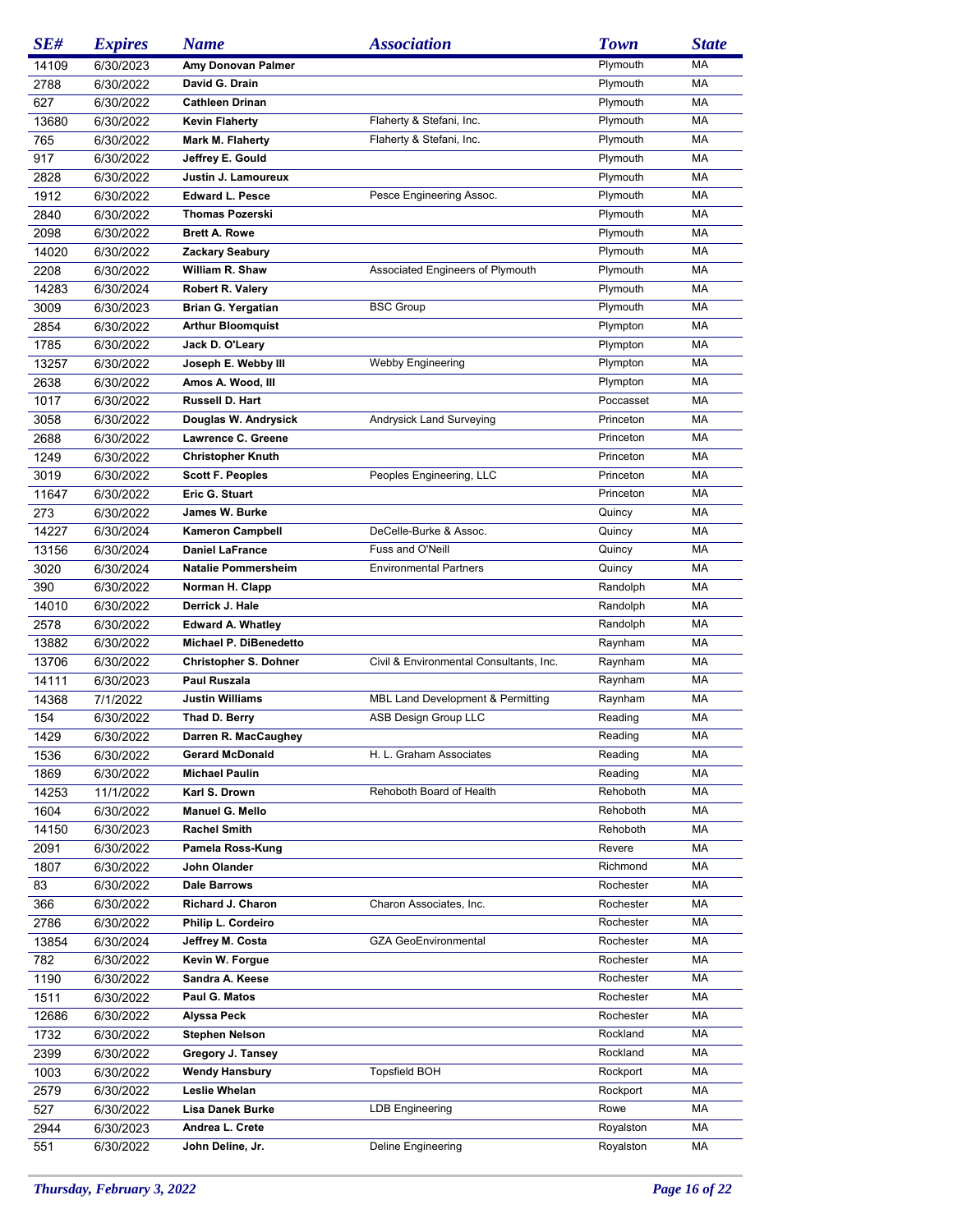| SE# | Expires | Name | Association | Town | State |
|---|---|---|---|---|---|
| 14109 | 6/30/2023 | **Amy Donovan Palmer** | | Plymouth | MA |
| 2788 | 6/30/2022 | **David G. Drain** | | Plymouth | MA |
| 627 | 6/30/2022 | **Cathleen Drinan** | | Plymouth | MA |
| 13680 | 6/30/2022 | **Kevin Flaherty** | Flaherty & Stefani, Inc. | Plymouth | MA |
| 765 | 6/30/2022 | **Mark M. Flaherty** | Flaherty & Stefani, Inc. | Plymouth | MA |
| 917 | 6/30/2022 | **Jeffrey E. Gould** | | Plymouth | MA |
| 2828 | 6/30/2022 | **Justin J. Lamoureux** | | Plymouth | MA |
| 1912 | 6/30/2022 | **Edward L. Pesce** | Pesce Engineering Assoc. | Plymouth | MA |
| 2840 | 6/30/2022 | **Thomas Pozerski** | | Plymouth | MA |
| 2098 | 6/30/2022 | **Brett A. Rowe** | | Plymouth | MA |
| 14020 | 6/30/2022 | **Zackary Seabury** | | Plymouth | MA |
| 2208 | 6/30/2022 | **William R. Shaw** | Associated Engineers of Plymouth | Plymouth | MA |
| 14283 | 6/30/2024 | **Robert R. Valery** | | Plymouth | MA |
| 3009 | 6/30/2023 | **Brian G. Yergatian** | BSC Group | Plymouth | MA |
| 2854 | 6/30/2022 | **Arthur Bloomquist** | | Plympton | MA |
| 1785 | 6/30/2022 | **Jack D. O'Leary** | | Plympton | MA |
| 13257 | 6/30/2022 | **Joseph E. Webby III** | Webby Engineering | Plympton | MA |
| 2638 | 6/30/2022 | **Amos A. Wood, III** | | Plympton | MA |
| 1017 | 6/30/2022 | **Russell D. Hart** | | Poccasset | MA |
| 3058 | 6/30/2022 | **Douglas W. Andrysick** | Andrysick Land Surveying | Princeton | MA |
| 2688 | 6/30/2022 | **Lawrence C. Greene** | | Princeton | MA |
| 1249 | 6/30/2022 | **Christopher Knuth** | | Princeton | MA |
| 3019 | 6/30/2022 | **Scott F. Peoples** | Peoples Engineering, LLC | Princeton | MA |
| 11647 | 6/30/2022 | **Eric G. Stuart** | | Princeton | MA |
| 273 | 6/30/2022 | **James W. Burke** | | Quincy | MA |
| 14227 | 6/30/2024 | **Kameron Campbell** | DeCelle-Burke & Assoc. | Quincy | MA |
| 13156 | 6/30/2024 | **Daniel LaFrance** | Fuss and O'Neill | Quincy | MA |
| 3020 | 6/30/2024 | **Natalie Pommersheim** | Environmental Partners | Quincy | MA |
| 390 | 6/30/2022 | **Norman H. Clapp** | | Randolph | MA |
| 14010 | 6/30/2022 | **Derrick J. Hale** | | Randolph | MA |
| 2578 | 6/30/2022 | **Edward A. Whatley** | | Randolph | MA |
| 13882 | 6/30/2022 | **Michael P. DiBenedetto** | | Raynham | MA |
| 13706 | 6/30/2022 | **Christopher S. Dohner** | Civil & Environmental Consultants, Inc. | Raynham | MA |
| 14111 | 6/30/2023 | **Paul Ruszala** | | Raynham | MA |
| 14368 | 7/1/2022 | **Justin Williams** | MBL Land Development & Permitting | Raynham | MA |
| 154 | 6/30/2022 | **Thad D. Berry** | ASB Design Group LLC | Reading | MA |
| 1429 | 6/30/2022 | **Darren R. MacCaughey** | | Reading | MA |
| 1536 | 6/30/2022 | **Gerard McDonald** | H. L. Graham Associates | Reading | MA |
| 1869 | 6/30/2022 | **Michael Paulin** | | Reading | MA |
| 14253 | 11/1/2022 | **Karl S. Drown** | Rehoboth Board of Health | Rehoboth | MA |
| 1604 | 6/30/2022 | **Manuel G. Mello** | | Rehoboth | MA |
| 14150 | 6/30/2023 | **Rachel Smith** | | Rehoboth | MA |
| 2091 | 6/30/2022 | **Pamela Ross-Kung** | | Revere | MA |
| 1807 | 6/30/2022 | **John Olander** | | Richmond | MA |
| 83 | 6/30/2022 | **Dale Barrows** | | Rochester | MA |
| 366 | 6/30/2022 | **Richard J. Charon** | Charon Associates, Inc. | Rochester | MA |
| 2786 | 6/30/2022 | **Philip L. Cordeiro** | | Rochester | MA |
| 13854 | 6/30/2024 | **Jeffrey M. Costa** | GZA GeoEnvironmental | Rochester | MA |
| 782 | 6/30/2022 | **Kevin W. Forgue** | | Rochester | MA |
| 1190 | 6/30/2022 | **Sandra A. Keese** | | Rochester | MA |
| 1511 | 6/30/2022 | **Paul G. Matos** | | Rochester | MA |
| 12686 | 6/30/2022 | **Alyssa Peck** | | Rochester | MA |
| 1732 | 6/30/2022 | **Stephen Nelson** | | Rockland | MA |
| 2399 | 6/30/2022 | **Gregory J. Tansey** | | Rockland | MA |
| 1003 | 6/30/2022 | **Wendy Hansbury** | Topsfield BOH | Rockport | MA |
| 2579 | 6/30/2022 | **Leslie Whelan** | | Rockport | MA |
| 527 | 6/30/2022 | **Lisa Danek Burke** | LDB Engineering | Rowe | MA |
| 2944 | 6/30/2023 | **Andrea L. Crete** | | Royalston | MA |
| 551 | 6/30/2022 | **John Deline, Jr.** | Deline Engineering | Royalston | MA |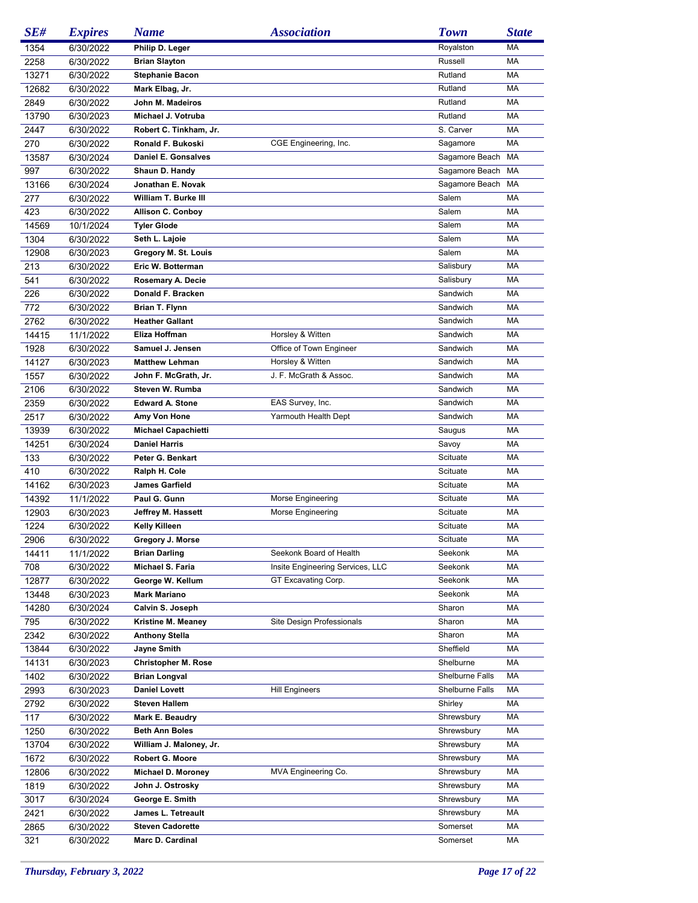| SE# | Expires | Name | Association | Town | State |
|---|---|---|---|---|---|
| 1354 | 6/30/2022 | **Philip D. Leger** | | Royalston | MA |
| 2258 | 6/30/2022 | **Brian Slayton** | | Russell | MA |
| 13271 | 6/30/2022 | **Stephanie Bacon** | | Rutland | MA |
| 12682 | 6/30/2022 | **Mark Elbag, Jr.** | | Rutland | MA |
| 2849 | 6/30/2022 | **John M. Madeiros** | | Rutland | MA |
| 13790 | 6/30/2023 | **Michael J. Votruba** | | Rutland | MA |
| 2447 | 6/30/2022 | **Robert C. Tinkham, Jr.** | | S. Carver | MA |
| 270 | 6/30/2022 | **Ronald F. Bukoski** | CGE Engineering, Inc. | Sagamore | MA |
| 13587 | 6/30/2024 | **Daniel E. Gonsalves** | | Sagamore Beach | MA |
| 997 | 6/30/2022 | **Shaun D. Handy** | | Sagamore Beach | MA |
| 13166 | 6/30/2024 | **Jonathan E. Novak** | | Sagamore Beach | MA |
| 277 | 6/30/2022 | **William T. Burke III** | | Salem | MA |
| 423 | 6/30/2022 | **Allison C. Conboy** | | Salem | MA |
| 14569 | 10/1/2024 | **Tyler Glode** | | Salem | MA |
| 1304 | 6/30/2022 | **Seth L. Lajoie** | | Salem | MA |
| 12908 | 6/30/2023 | **Gregory M. St. Louis** | | Salem | MA |
| 213 | 6/30/2022 | **Eric W. Botterman** | | Salisbury | MA |
| 541 | 6/30/2022 | **Rosemary A. Decie** | | Salisbury | MA |
| 226 | 6/30/2022 | **Donald F. Bracken** | | Sandwich | MA |
| 772 | 6/30/2022 | **Brian T. Flynn** | | Sandwich | MA |
| 2762 | 6/30/2022 | **Heather Gallant** | | Sandwich | MA |
| 14415 | 11/1/2022 | **Eliza Hoffman** | Horsley & Witten | Sandwich | MA |
| 1928 | 6/30/2022 | **Samuel J. Jensen** | Office of Town Engineer | Sandwich | MA |
| 14127 | 6/30/2023 | **Matthew Lehman** | Horsley & Witten | Sandwich | MA |
| 1557 | 6/30/2022 | **John F. McGrath, Jr.** | J. F. McGrath & Assoc. | Sandwich | MA |
| 2106 | 6/30/2022 | **Steven W. Rumba** | | Sandwich | MA |
| 2359 | 6/30/2022 | **Edward A. Stone** | EAS Survey, Inc. | Sandwich | MA |
| 2517 | 6/30/2022 | **Amy Von Hone** | Yarmouth Health Dept | Sandwich | MA |
| 13939 | 6/30/2022 | **Michael Capachietti** | | Saugus | MA |
| 14251 | 6/30/2024 | **Daniel Harris** | | Savoy | MA |
| 133 | 6/30/2022 | **Peter G. Benkart** | | Scituate | MA |
| 410 | 6/30/2022 | **Ralph H. Cole** | | Scituate | MA |
| 14162 | 6/30/2023 | **James Garfield** | | Scituate | MA |
| 14392 | 11/1/2022 | **Paul G. Gunn** | Morse Engineering | Scituate | MA |
| 12903 | 6/30/2023 | **Jeffrey M. Hassett** | Morse Engineering | Scituate | MA |
| 1224 | 6/30/2022 | **Kelly Killeen** | | Scituate | MA |
| 2906 | 6/30/2022 | **Gregory J. Morse** | | Scituate | MA |
| 14411 | 11/1/2022 | **Brian Darling** | Seekonk Board of Health | Seekonk | MA |
| 708 | 6/30/2022 | **Michael S. Faria** | Insite Engineering Services, LLC | Seekonk | MA |
| 12877 | 6/30/2022 | **George W. Kellum** | GT Excavating Corp. | Seekonk | MA |
| 13448 | 6/30/2023 | **Mark Mariano** | | Seekonk | MA |
| 14280 | 6/30/2024 | **Calvin S. Joseph** | | Sharon | MA |
| 795 | 6/30/2022 | **Kristine M. Meaney** | Site Design Professionals | Sharon | MA |
| 2342 | 6/30/2022 | **Anthony Stella** | | Sharon | MA |
| 13844 | 6/30/2022 | **Jayne Smith** | | Sheffield | MA |
| 14131 | 6/30/2023 | **Christopher M. Rose** | | Shelburne | MA |
| 1402 | 6/30/2022 | **Brian Longval** | | Shelburne Falls | MA |
| 2993 | 6/30/2023 | **Daniel Lovett** | Hill Engineers | Shelburne Falls | MA |
| 2792 | 6/30/2022 | **Steven Hallem** | | Shirley | MA |
| 117 | 6/30/2022 | **Mark E. Beaudry** | | Shrewsbury | MA |
| 1250 | 6/30/2022 | **Beth Ann Boles** | | Shrewsbury | MA |
| 13704 | 6/30/2022 | **William J. Maloney, Jr.** | | Shrewsbury | MA |
| 1672 | 6/30/2022 | **Robert G. Moore** | | Shrewsbury | MA |
| 12806 | 6/30/2022 | **Michael D. Moroney** | MVA Engineering Co. | Shrewsbury | MA |
| 1819 | 6/30/2022 | **John J. Ostrosky** | | Shrewsbury | MA |
| 3017 | 6/30/2024 | **George E. Smith** | | Shrewsbury | MA |
| 2421 | 6/30/2022 | **James L. Tetreault** | | Shrewsbury | MA |
| 2865 | 6/30/2022 | **Steven Cadorette** | | Somerset | MA |
| 321 | 6/30/2022 | **Marc D. Cardinal** | | Somerset | MA |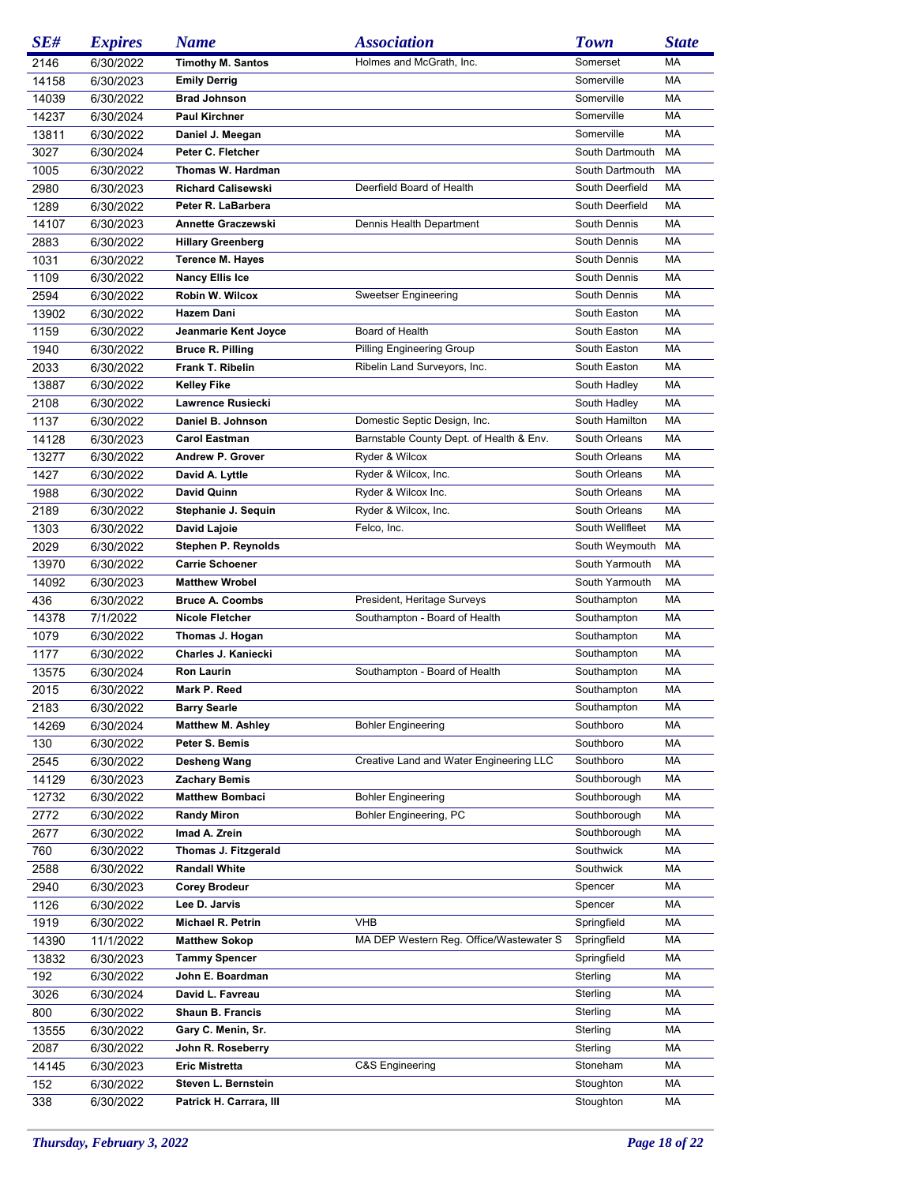| SE# | Expires | Name | Association | Town | State |
|---|---|---|---|---|---|
| 2146 | 6/30/2022 | **Timothy M. Santos** | Holmes and McGrath, Inc. | Somerset | MA |
| 14158 | 6/30/2023 | **Emily Derrig** | | Somerville | MA |
| 14039 | 6/30/2022 | **Brad Johnson** | | Somerville | MA |
| 14237 | 6/30/2024 | **Paul Kirchner** | | Somerville | MA |
| 13811 | 6/30/2022 | **Daniel J. Meegan** | | Somerville | MA |
| 3027 | 6/30/2024 | **Peter C. Fletcher** | | South Dartmouth | MA |
| 1005 | 6/30/2022 | **Thomas W. Hardman** | | South Dartmouth | MA |
| 2980 | 6/30/2023 | **Richard Calisewski** | Deerfield Board of Health | South Deerfield | MA |
| 1289 | 6/30/2022 | **Peter R. LaBarbera** | | South Deerfield | MA |
| 14107 | 6/30/2023 | **Annette Graczewski** | Dennis Health Department | South Dennis | MA |
| 2883 | 6/30/2022 | **Hillary Greenberg** | | South Dennis | MA |
| 1031 | 6/30/2022 | **Terence M. Hayes** | | South Dennis | MA |
| 1109 | 6/30/2022 | **Nancy Ellis Ice** | | South Dennis | MA |
| 2594 | 6/30/2022 | **Robin W. Wilcox** | Sweetser Engineering | South Dennis | MA |
| 13902 | 6/30/2022 | **Hazem Dani** | | South Easton | MA |
| 1159 | 6/30/2022 | **Jeanmarie Kent Joyce** | Board of Health | South Easton | MA |
| 1940 | 6/30/2022 | **Bruce R. Pilling** | Pilling Engineering Group | South Easton | MA |
| 2033 | 6/30/2022 | **Frank T. Ribelin** | Ribelin Land Surveyors, Inc. | South Easton | MA |
| 13887 | 6/30/2022 | **Kelley Fike** | | South Hadley | MA |
| 2108 | 6/30/2022 | **Lawrence Rusiecki** | | South Hadley | MA |
| 1137 | 6/30/2022 | **Daniel B. Johnson** | Domestic Septic Design, Inc. | South Hamilton | MA |
| 14128 | 6/30/2023 | **Carol Eastman** | Barnstable County Dept. of Health & Env. | South Orleans | MA |
| 13277 | 6/30/2022 | **Andrew P. Grover** | Ryder & Wilcox | South Orleans | MA |
| 1427 | 6/30/2022 | **David A. Lyttle** | Ryder & Wilcox, Inc. | South Orleans | MA |
| 1988 | 6/30/2022 | **David Quinn** | Ryder & Wilcox Inc. | South Orleans | MA |
| 2189 | 6/30/2022 | **Stephanie J. Sequin** | Ryder & Wilcox, Inc. | South Orleans | MA |
| 1303 | 6/30/2022 | **David Lajoie** | Felco, Inc. | South Wellfleet | MA |
| 2029 | 6/30/2022 | **Stephen P. Reynolds** | | South Weymouth | MA |
| 13970 | 6/30/2022 | **Carrie Schoener** | | South Yarmouth | MA |
| 14092 | 6/30/2023 | **Matthew Wrobel** | | South Yarmouth | MA |
| 436 | 6/30/2022 | **Bruce A. Coombs** | President, Heritage Surveys | Southampton | MA |
| 14378 | 7/1/2022 | **Nicole Fletcher** | Southampton - Board of Health | Southampton | MA |
| 1079 | 6/30/2022 | **Thomas J. Hogan** | | Southampton | MA |
| 1177 | 6/30/2022 | **Charles J. Kaniecki** | | Southampton | MA |
| 13575 | 6/30/2024 | **Ron Laurin** | Southampton - Board of Health | Southampton | MA |
| 2015 | 6/30/2022 | **Mark P. Reed** | | Southampton | MA |
| 2183 | 6/30/2022 | **Barry Searle** | | Southampton | MA |
| 14269 | 6/30/2024 | **Matthew M. Ashley** | Bohler Engineering | Southboro | MA |
| 130 | 6/30/2022 | **Peter S. Bemis** | | Southboro | MA |
| 2545 | 6/30/2022 | **Desheng Wang** | Creative Land and Water Engineering LLC | Southboro | MA |
| 14129 | 6/30/2023 | **Zachary Bemis** | | Southborough | MA |
| 12732 | 6/30/2022 | **Matthew Bombaci** | Bohler Engineering | Southborough | MA |
| 2772 | 6/30/2022 | **Randy Miron** | Bohler Engineering, PC | Southborough | MA |
| 2677 | 6/30/2022 | **Imad A. Zrein** | | Southborough | MA |
| 760 | 6/30/2022 | **Thomas J. Fitzgerald** | | Southwick | MA |
| 2588 | 6/30/2022 | **Randall White** | | Southwick | MA |
| 2940 | 6/30/2023 | **Corey Brodeur** | | Spencer | MA |
| 1126 | 6/30/2022 | **Lee D. Jarvis** | | Spencer | MA |
| 1919 | 6/30/2022 | **Michael R. Petrin** | VHB | Springfield | MA |
| 14390 | 11/1/2022 | **Matthew Sokop** | MA DEP Western Reg. Office/Wastewater S | Springfield | MA |
| 13832 | 6/30/2023 | **Tammy Spencer** | | Springfield | MA |
| 192 | 6/30/2022 | **John E. Boardman** | | Sterling | MA |
| 3026 | 6/30/2024 | **David L. Favreau** | | Sterling | MA |
| 800 | 6/30/2022 | **Shaun B. Francis** | | Sterling | MA |
| 13555 | 6/30/2022 | **Gary C. Menin, Sr.** | | Sterling | MA |
| 2087 | 6/30/2022 | **John R. Roseberry** | | Sterling | MA |
| 14145 | 6/30/2023 | **Eric Mistretta** | C&S Engineering | Stoneham | MA |
| 152 | 6/30/2022 | **Steven L. Bernstein** | | Stoughton | MA |
| 338 | 6/30/2022 | **Patrick H. Carrara, III** | | Stoughton | MA |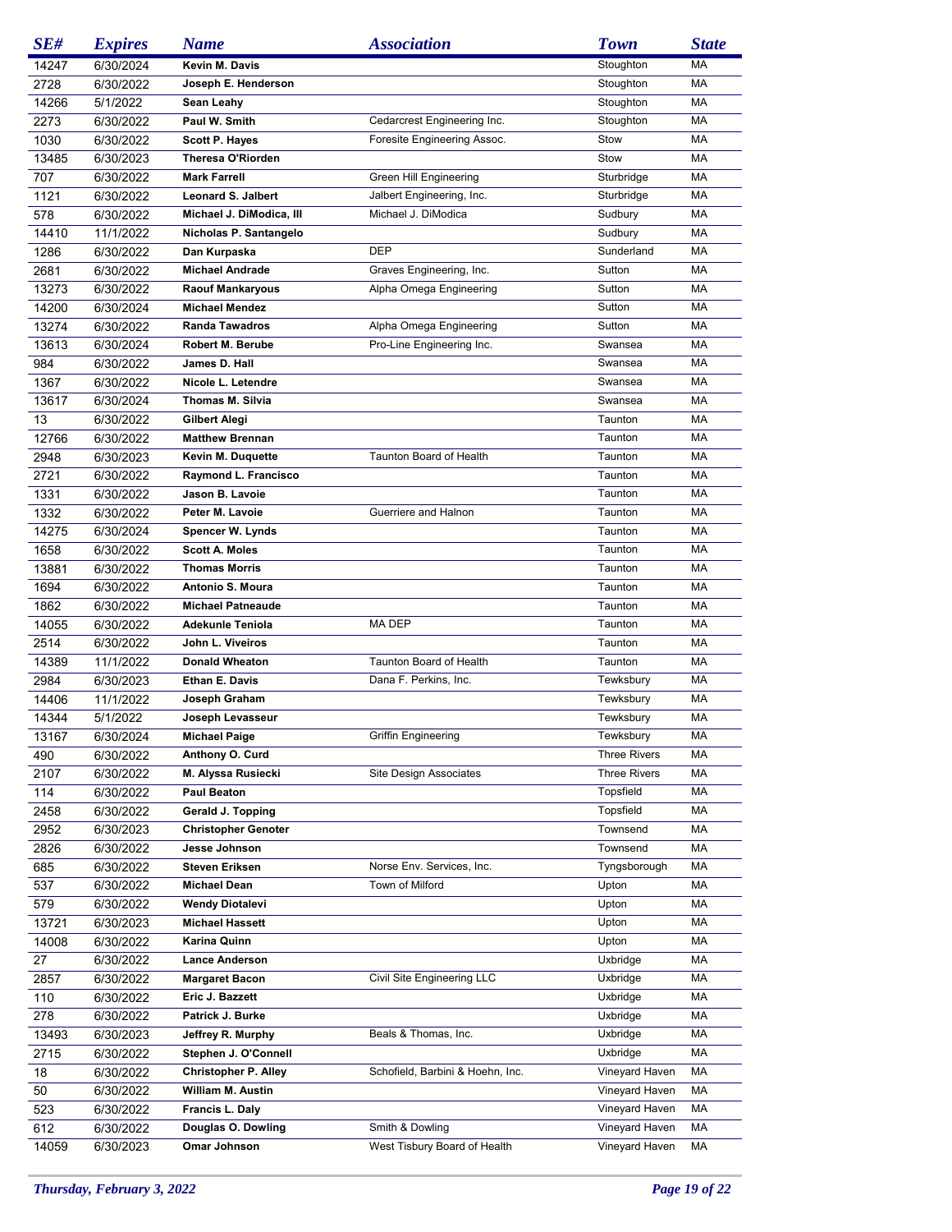| SE# | Expires | Name | Association | Town | State |
|---|---|---|---|---|---|
| 14247 | 6/30/2024 | Kevin M. Davis | | Stoughton | MA |
| 2728 | 6/30/2022 | Joseph E. Henderson | | Stoughton | MA |
| 14266 | 5/1/2022 | Sean Leahy | | Stoughton | MA |
| 2273 | 6/30/2022 | Paul W. Smith | Cedarcrest Engineering Inc. | Stoughton | MA |
| 1030 | 6/30/2022 | Scott P. Hayes | Foresite Engineering Assoc. | Stow | MA |
| 13485 | 6/30/2023 | Theresa O'Riorden | | Stow | MA |
| 707 | 6/30/2022 | Mark Farrell | Green Hill Engineering | Sturbridge | MA |
| 1121 | 6/30/2022 | Leonard S. Jalbert | Jalbert Engineering, Inc. | Sturbridge | MA |
| 578 | 6/30/2022 | Michael J. DiModica, III | Michael J. DiModica | Sudbury | MA |
| 14410 | 11/1/2022 | Nicholas P. Santangelo | | Sudbury | MA |
| 1286 | 6/30/2022 | Dan Kurpaska | DEP | Sunderland | MA |
| 2681 | 6/30/2022 | Michael Andrade | Graves Engineering, Inc. | Sutton | MA |
| 13273 | 6/30/2022 | Raouf Mankaryous | Alpha Omega Engineering | Sutton | MA |
| 14200 | 6/30/2024 | Michael Mendez | | Sutton | MA |
| 13274 | 6/30/2022 | Randa Tawadros | Alpha Omega Engineering | Sutton | MA |
| 13613 | 6/30/2024 | Robert M. Berube | Pro-Line Engineering Inc. | Swansea | MA |
| 984 | 6/30/2022 | James D. Hall | | Swansea | MA |
| 1367 | 6/30/2022 | Nicole L. Letendre | | Swansea | MA |
| 13617 | 6/30/2024 | Thomas M. Silvia | | Swansea | MA |
| 13 | 6/30/2022 | Gilbert Alegi | | Taunton | MA |
| 12766 | 6/30/2022 | Matthew Brennan | | Taunton | MA |
| 2948 | 6/30/2023 | Kevin M. Duquette | Taunton Board of Health | Taunton | MA |
| 2721 | 6/30/2022 | Raymond L. Francisco | | Taunton | MA |
| 1331 | 6/30/2022 | Jason B. Lavoie | | Taunton | MA |
| 1332 | 6/30/2022 | Peter M. Lavoie | Guerriere and Halnon | Taunton | MA |
| 14275 | 6/30/2024 | Spencer W. Lynds | | Taunton | MA |
| 1658 | 6/30/2022 | Scott A. Moles | | Taunton | MA |
| 13881 | 6/30/2022 | Thomas Morris | | Taunton | MA |
| 1694 | 6/30/2022 | Antonio S. Moura | | Taunton | MA |
| 1862 | 6/30/2022 | Michael Patneaude | | Taunton | MA |
| 14055 | 6/30/2022 | Adekunle Teniola | MA DEP | Taunton | MA |
| 2514 | 6/30/2022 | John L. Viveiros | | Taunton | MA |
| 14389 | 11/1/2022 | Donald Wheaton | Taunton Board of Health | Taunton | MA |
| 2984 | 6/30/2023 | Ethan E. Davis | Dana F. Perkins, Inc. | Tewksbury | MA |
| 14406 | 11/1/2022 | Joseph Graham | | Tewksbury | MA |
| 14344 | 5/1/2022 | Joseph Levasseur | | Tewksbury | MA |
| 13167 | 6/30/2024 | Michael Paige | Griffin Engineering | Tewksbury | MA |
| 490 | 6/30/2022 | Anthony O. Curd | | Three Rivers | MA |
| 2107 | 6/30/2022 | M. Alyssa Rusiecki | Site Design Associates | Three Rivers | MA |
| 114 | 6/30/2022 | Paul Beaton | | Topsfield | MA |
| 2458 | 6/30/2022 | Gerald J. Topping | | Topsfield | MA |
| 2952 | 6/30/2023 | Christopher Genoter | | Townsend | MA |
| 2826 | 6/30/2022 | Jesse Johnson | | Townsend | MA |
| 685 | 6/30/2022 | Steven Eriksen | Norse Env. Services, Inc. | Tyngsborough | MA |
| 537 | 6/30/2022 | Michael Dean | Town of Milford | Upton | MA |
| 579 | 6/30/2022 | Wendy Diotalevi | | Upton | MA |
| 13721 | 6/30/2023 | Michael Hassett | | Upton | MA |
| 14008 | 6/30/2022 | Karina Quinn | | Upton | MA |
| 27 | 6/30/2022 | Lance Anderson | | Uxbridge | MA |
| 2857 | 6/30/2022 | Margaret Bacon | Civil Site Engineering LLC | Uxbridge | MA |
| 110 | 6/30/2022 | Eric J. Bazzett | | Uxbridge | MA |
| 278 | 6/30/2022 | Patrick J. Burke | | Uxbridge | MA |
| 13493 | 6/30/2023 | Jeffrey R. Murphy | Beals & Thomas, Inc. | Uxbridge | MA |
| 2715 | 6/30/2022 | Stephen J. O'Connell | | Uxbridge | MA |
| 18 | 6/30/2022 | Christopher P. Alley | Schofield, Barbini & Hoehn, Inc. | Vineyard Haven | MA |
| 50 | 6/30/2022 | William M. Austin | | Vineyard Haven | MA |
| 523 | 6/30/2022 | Francis L. Daly | | Vineyard Haven | MA |
| 612 | 6/30/2022 | Douglas O. Dowling | Smith & Dowling | Vineyard Haven | MA |
| 14059 | 6/30/2023 | Omar Johnson | West Tisbury Board of Health | Vineyard Haven | MA |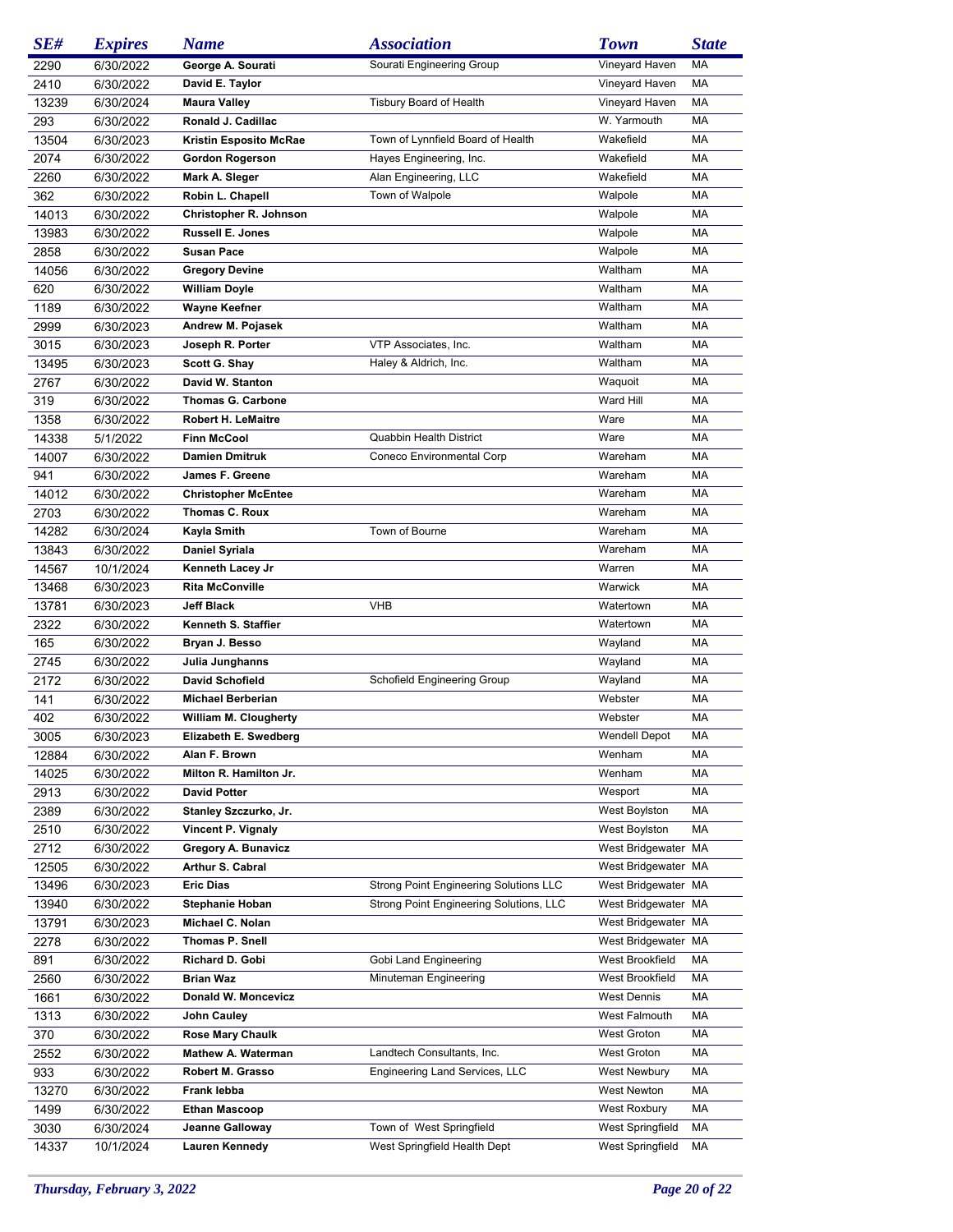| SE# | Expires | Name | Association | Town | State |
|---|---|---|---|---|---|
| 2290 | 6/30/2022 | **George A. Sourati** | Sourati Engineering Group | Vineyard Haven | MA |
| 2410 | 6/30/2022 | **David E. Taylor** | | Vineyard Haven | MA |
| 13239 | 6/30/2024 | **Maura Valley** | Tisbury Board of Health | Vineyard Haven | MA |
| 293 | 6/30/2022 | **Ronald J. Cadillac** | | W. Yarmouth | MA |
| 13504 | 6/30/2023 | **Kristin Esposito McRae** | Town of Lynnfield Board of Health | Wakefield | MA |
| 2074 | 6/30/2022 | **Gordon Rogerson** | Hayes Engineering, Inc. | Wakefield | MA |
| 2260 | 6/30/2022 | **Mark A. Sleger** | Alan Engineering, LLC | Wakefield | MA |
| 362 | 6/30/2022 | **Robin L. Chapell** | Town of Walpole | Walpole | MA |
| 14013 | 6/30/2022 | **Christopher R. Johnson** | | Walpole | MA |
| 13983 | 6/30/2022 | **Russell E. Jones** | | Walpole | MA |
| 2858 | 6/30/2022 | **Susan Pace** | | Walpole | MA |
| 14056 | 6/30/2022 | **Gregory Devine** | | Waltham | MA |
| 620 | 6/30/2022 | **William Doyle** | | Waltham | MA |
| 1189 | 6/30/2022 | **Wayne Keefner** | | Waltham | MA |
| 2999 | 6/30/2023 | **Andrew M. Pojasek** | | Waltham | MA |
| 3015 | 6/30/2023 | **Joseph R. Porter** | VTP Associates, Inc. | Waltham | MA |
| 13495 | 6/30/2023 | **Scott G. Shay** | Haley & Aldrich, Inc. | Waltham | MA |
| 2767 | 6/30/2022 | **David W. Stanton** | | Waquoit | MA |
| 319 | 6/30/2022 | **Thomas G. Carbone** | | Ward Hill | MA |
| 1358 | 6/30/2022 | **Robert H. LeMaitre** | | Ware | MA |
| 14338 | 5/1/2022 | **Finn McCool** | Quabbin Health District | Ware | MA |
| 14007 | 6/30/2022 | **Damien Dmitruk** | Coneco Environmental Corp | Wareham | MA |
| 941 | 6/30/2022 | **James F. Greene** | | Wareham | MA |
| 14012 | 6/30/2022 | **Christopher McEntee** | | Wareham | MA |
| 2703 | 6/30/2022 | **Thomas C. Roux** | | Wareham | MA |
| 14282 | 6/30/2024 | **Kayla Smith** | Town of Bourne | Wareham | MA |
| 13843 | 6/30/2022 | **Daniel Syriala** | | Wareham | MA |
| 14567 | 10/1/2024 | **Kenneth Lacey Jr** | | Warren | MA |
| 13468 | 6/30/2023 | **Rita McConville** | | Warwick | MA |
| 13781 | 6/30/2023 | **Jeff Black** | VHB | Watertown | MA |
| 2322 | 6/30/2022 | **Kenneth S. Staffier** | | Watertown | MA |
| 165 | 6/30/2022 | **Bryan J. Besso** | | Wayland | MA |
| 2745 | 6/30/2022 | **Julia Junghanns** | | Wayland | MA |
| 2172 | 6/30/2022 | **David Schofield** | Schofield Engineering Group | Wayland | MA |
| 141 | 6/30/2022 | **Michael Berberian** | | Webster | MA |
| 402 | 6/30/2022 | **William M. Clougherty** | | Webster | MA |
| 3005 | 6/30/2023 | **Elizabeth E. Swedberg** | | Wendell Depot | MA |
| 12884 | 6/30/2022 | **Alan F. Brown** | | Wenham | MA |
| 14025 | 6/30/2022 | **Milton R. Hamilton Jr.** | | Wenham | MA |
| 2913 | 6/30/2022 | **David Potter** | | Wesport | MA |
| 2389 | 6/30/2022 | **Stanley Szczurko, Jr.** | | West Boylston | MA |
| 2510 | 6/30/2022 | **Vincent P. Vignaly** | | West Boylston | MA |
| 2712 | 6/30/2022 | **Gregory A. Bunavicz** | | West Bridgewater | MA |
| 12505 | 6/30/2022 | **Arthur S. Cabral** | | West Bridgewater | MA |
| 13496 | 6/30/2023 | **Eric Dias** | Strong Point Engineering Solutions LLC | West Bridgewater | MA |
| 13940 | 6/30/2022 | **Stephanie Hoban** | Strong Point Engineering Solutions, LLC | West Bridgewater | MA |
| 13791 | 6/30/2023 | **Michael C. Nolan** | | West Bridgewater | MA |
| 2278 | 6/30/2022 | **Thomas P. Snell** | | West Bridgewater | MA |
| 891 | 6/30/2022 | **Richard D. Gobi** | Gobi Land Engineering | West Brookfield | MA |
| 2560 | 6/30/2022 | **Brian Waz** | Minuteman Engineering | West Brookfield | MA |
| 1661 | 6/30/2022 | **Donald W. Moncevicz** | | West Dennis | MA |
| 1313 | 6/30/2022 | **John Cauley** | | West Falmouth | MA |
| 370 | 6/30/2022 | **Rose Mary Chaulk** | | West Groton | MA |
| 2552 | 6/30/2022 | **Mathew A. Waterman** | Landtech Consultants, Inc. | West Groton | MA |
| 933 | 6/30/2022 | **Robert M. Grasso** | Engineering Land Services, LLC | West Newbury | MA |
| 13270 | 6/30/2022 | **Frank Iebba** | | West Newton | MA |
| 1499 | 6/30/2022 | **Ethan Mascoop** | | West Roxbury | MA |
| 3030 | 6/30/2024 | **Jeanne Galloway** | Town of West Springfield | West Springfield | MA |
| 14337 | 10/1/2024 | **Lauren Kennedy** | West Springfield Health Dept | West Springfield | MA |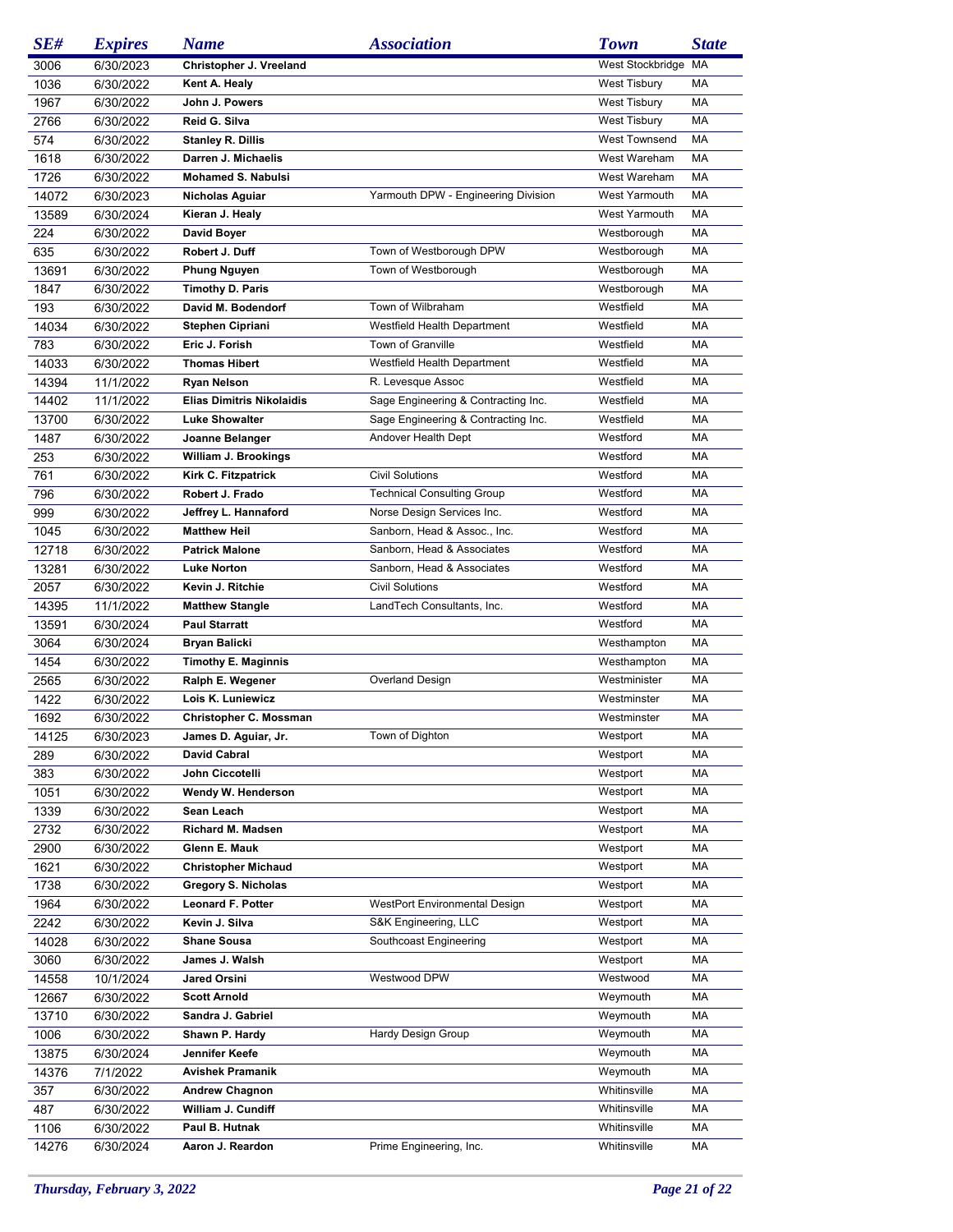| SE# | Expires | Name | Association | Town | State |
|---|---|---|---|---|---|
| 3006 | 6/30/2023 | Christopher J. Vreeland | | West Stockbridge | MA |
| 1036 | 6/30/2022 | Kent A. Healy | | West Tisbury | MA |
| 1967 | 6/30/2022 | John J. Powers | | West Tisbury | MA |
| 2766 | 6/30/2022 | Reid G. Silva | | West Tisbury | MA |
| 574 | 6/30/2022 | Stanley R. Dillis | | West Townsend | MA |
| 1618 | 6/30/2022 | Darren J. Michaelis | | West Wareham | MA |
| 1726 | 6/30/2022 | Mohamed S. Nabulsi | | West Wareham | MA |
| 14072 | 6/30/2023 | Nicholas Aguiar | Yarmouth DPW - Engineering Division | West Yarmouth | MA |
| 13589 | 6/30/2024 | Kieran J. Healy | | West Yarmouth | MA |
| 224 | 6/30/2022 | David Boyer | | Westborough | MA |
| 635 | 6/30/2022 | Robert J. Duff | Town of Westborough DPW | Westborough | MA |
| 13691 | 6/30/2022 | Phung Nguyen | Town of Westborough | Westborough | MA |
| 1847 | 6/30/2022 | Timothy D. Paris | | Westborough | MA |
| 193 | 6/30/2022 | David M. Bodendorf | Town of Wilbraham | Westfield | MA |
| 14034 | 6/30/2022 | Stephen Cipriani | Westfield Health Department | Westfield | MA |
| 783 | 6/30/2022 | Eric J. Forish | Town of Granville | Westfield | MA |
| 14033 | 6/30/2022 | Thomas Hibert | Westfield Health Department | Westfield | MA |
| 14394 | 11/1/2022 | Ryan Nelson | R. Levesque Assoc | Westfield | MA |
| 14402 | 11/1/2022 | Elias Dimitris Nikolaidis | Sage Engineering & Contracting Inc. | Westfield | MA |
| 13700 | 6/30/2022 | Luke Showalter | Sage Engineering & Contracting Inc. | Westfield | MA |
| 1487 | 6/30/2022 | Joanne Belanger | Andover Health Dept | Westford | MA |
| 253 | 6/30/2022 | William J. Brookings | | Westford | MA |
| 761 | 6/30/2022 | Kirk C. Fitzpatrick | Civil Solutions | Westford | MA |
| 796 | 6/30/2022 | Robert J. Frado | Technical Consulting Group | Westford | MA |
| 999 | 6/30/2022 | Jeffrey L. Hannaford | Norse Design Services Inc. | Westford | MA |
| 1045 | 6/30/2022 | Matthew Heil | Sanborn, Head & Assoc., Inc. | Westford | MA |
| 12718 | 6/30/2022 | Patrick Malone | Sanborn, Head & Associates | Westford | MA |
| 13281 | 6/30/2022 | Luke Norton | Sanborn, Head & Associates | Westford | MA |
| 2057 | 6/30/2022 | Kevin J. Ritchie | Civil Solutions | Westford | MA |
| 14395 | 11/1/2022 | Matthew Stangle | LandTech Consultants, Inc. | Westford | MA |
| 13591 | 6/30/2024 | Paul Starratt | | Westford | MA |
| 3064 | 6/30/2024 | Bryan Balicki | | Westhampton | MA |
| 1454 | 6/30/2022 | Timothy E. Maginnis | | Westhampton | MA |
| 2565 | 6/30/2022 | Ralph E. Wegener | Overland Design | Westminister | MA |
| 1422 | 6/30/2022 | Lois K. Luniewicz | | Westminster | MA |
| 1692 | 6/30/2022 | Christopher C. Mossman | | Westminster | MA |
| 14125 | 6/30/2023 | James D. Aguiar, Jr. | Town of Dighton | Westport | MA |
| 289 | 6/30/2022 | David Cabral | | Westport | MA |
| 383 | 6/30/2022 | John Ciccotelli | | Westport | MA |
| 1051 | 6/30/2022 | Wendy W. Henderson | | Westport | MA |
| 1339 | 6/30/2022 | Sean Leach | | Westport | MA |
| 2732 | 6/30/2022 | Richard M. Madsen | | Westport | MA |
| 2900 | 6/30/2022 | Glenn E. Mauk | | Westport | MA |
| 1621 | 6/30/2022 | Christopher Michaud | | Westport | MA |
| 1738 | 6/30/2022 | Gregory S. Nicholas | | Westport | MA |
| 1964 | 6/30/2022 | Leonard F. Potter | WestPort Environmental Design | Westport | MA |
| 2242 | 6/30/2022 | Kevin J. Silva | S&K Engineering, LLC | Westport | MA |
| 14028 | 6/30/2022 | Shane Sousa | Southcoast Engineering | Westport | MA |
| 3060 | 6/30/2022 | James J. Walsh | | Westport | MA |
| 14558 | 10/1/2024 | Jared Orsini | Westwood DPW | Westwood | MA |
| 12667 | 6/30/2022 | Scott Arnold | | Weymouth | MA |
| 13710 | 6/30/2022 | Sandra J. Gabriel | | Weymouth | MA |
| 1006 | 6/30/2022 | Shawn P. Hardy | Hardy Design Group | Weymouth | MA |
| 13875 | 6/30/2024 | Jennifer Keefe | | Weymouth | MA |
| 14376 | 7/1/2022 | Avishek Pramanik | | Weymouth | MA |
| 357 | 6/30/2022 | Andrew Chagnon | | Whitinsville | MA |
| 487 | 6/30/2022 | William J. Cundiff | | Whitinsville | MA |
| 1106 | 6/30/2022 | Paul B. Hutnak | | Whitinsville | MA |
| 14276 | 6/30/2024 | Aaron J. Reardon | Prime Engineering, Inc. | Whitinsville | MA |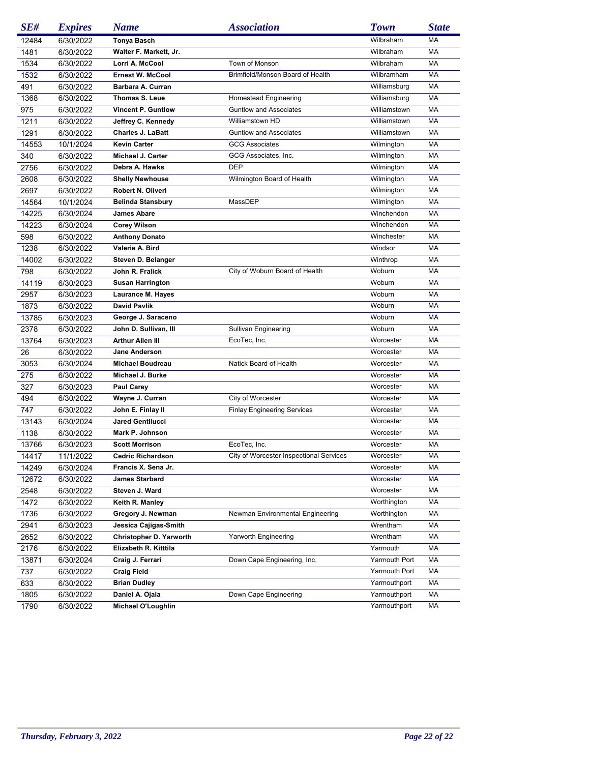| SE# | Expires | Name | Association | Town | State |
|---|---|---|---|---|---|
| 12484 | 6/30/2022 | **Tonya Basch** | | Wilbraham | MA |
| 1481 | 6/30/2022 | **Walter F. Markett, Jr.** | | Wilbraham | MA |
| 1534 | 6/30/2022 | **Lorri A. McCool** | Town of Monson | Wilbraham | MA |
| 1532 | 6/30/2022 | **Ernest W. McCool** | Brimfield/Monson Board of Health | Wilbramham | MA |
| 491 | 6/30/2022 | **Barbara A. Curran** | | Williamsburg | MA |
| 1368 | 6/30/2022 | **Thomas S. Leue** | Homestead Engineering | Williamsburg | MA |
| 975 | 6/30/2022 | **Vincent P. Guntlow** | Guntlow and Associates | Williamstown | MA |
| 1211 | 6/30/2022 | **Jeffrey C. Kennedy** | Williamstown HD | Williamstown | MA |
| 1291 | 6/30/2022 | **Charles J. LaBatt** | Guntlow and Associates | Williamstown | MA |
| 14553 | 10/1/2024 | **Kevin Carter** | GCG Associates | Wilmington | MA |
| 340 | 6/30/2022 | **Michael J. Carter** | GCG Associates, Inc. | Wilmington | MA |
| 2756 | 6/30/2022 | **Debra A. Hawks** | DEP | Wilmington | MA |
| 2608 | 6/30/2022 | **Shelly Newhouse** | Wilmington Board of Health | Wilmington | MA |
| 2697 | 6/30/2022 | **Robert N. Oliveri** | | Wilmington | MA |
| 14564 | 10/1/2024 | **Belinda Stansbury** | MassDEP | Wilmington | MA |
| 14225 | 6/30/2024 | **James Abare** | | Winchendon | MA |
| 14223 | 6/30/2024 | **Corey Wilson** | | Winchendon | MA |
| 598 | 6/30/2022 | **Anthony Donato** | | Winchester | MA |
| 1238 | 6/30/2022 | **Valerie A. Bird** | | Windsor | MA |
| 14002 | 6/30/2022 | **Steven D. Belanger** | | Winthrop | MA |
| 798 | 6/30/2022 | **John R. Fralick** | City of Woburn Board of Health | Woburn | MA |
| 14119 | 6/30/2023 | **Susan Harrington** | | Woburn | MA |
| 2957 | 6/30/2023 | **Laurance M. Hayes** | | Woburn | MA |
| 1873 | 6/30/2022 | **David Pavlik** | | Woburn | MA |
| 13785 | 6/30/2023 | **George J. Saraceno** | | Woburn | MA |
| 2378 | 6/30/2022 | **John D. Sullivan, III** | Sullivan Engineering | Woburn | MA |
| 13764 | 6/30/2023 | **Arthur Allen III** | EcoTec, Inc. | Worcester | MA |
| 26 | 6/30/2022 | **Jane Anderson** | | Worcester | MA |
| 3053 | 6/30/2024 | **Michael Boudreau** | Natick Board of Health | Worcester | MA |
| 275 | 6/30/2022 | **Michael J. Burke** | | Worcester | MA |
| 327 | 6/30/2023 | **Paul Carey** | | Worcester | MA |
| 494 | 6/30/2022 | **Wayne J. Curran** | City of Worcester | Worcester | MA |
| 747 | 6/30/2022 | **John E. Finlay II** | Finlay Engineering Services | Worcester | MA |
| 13143 | 6/30/2024 | **Jared Gentilucci** | | Worcester | MA |
| 1138 | 6/30/2022 | **Mark P. Johnson** | | Worcester | MA |
| 13766 | 6/30/2023 | **Scott Morrison** | EcoTec, Inc. | Worcester | MA |
| 14417 | 11/1/2022 | **Cedric Richardson** | City of Worcester Inspectional Services | Worcester | MA |
| 14249 | 6/30/2024 | **Francis X. Sena Jr.** | | Worcester | MA |
| 12672 | 6/30/2022 | **James Starbard** | | Worcester | MA |
| 2548 | 6/30/2022 | **Steven J. Ward** | | Worcester | MA |
| 1472 | 6/30/2022 | **Keith R. Manley** | | Worthington | MA |
| 1736 | 6/30/2022 | **Gregory J. Newman** | Newman Environmental Engineering | Worthington | MA |
| 2941 | 6/30/2023 | **Jessica Cajigas-Smith** | | Wrentham | MA |
| 2652 | 6/30/2022 | **Christopher D. Yarworth** | Yarworth Engineering | Wrentham | MA |
| 2176 | 6/30/2022 | **Elizabeth R. Kitttila** | | Yarmouth | MA |
| 13871 | 6/30/2024 | **Craig J. Ferrari** | Down Cape Engineering, Inc. | Yarmouth Port | MA |
| 737 | 6/30/2022 | **Craig Field** | | Yarmouth Port | MA |
| 633 | 6/30/2022 | **Brian Dudley** | | Yarmouthport | MA |
| 1805 | 6/30/2022 | **Daniel A. Ojala** | Down Cape Engineering | Yarmouthport | MA |
| 1790 | 6/30/2022 | **Michael O'Loughlin** | | Yarmouthport | MA |

*Thursday, February 3, 2022*